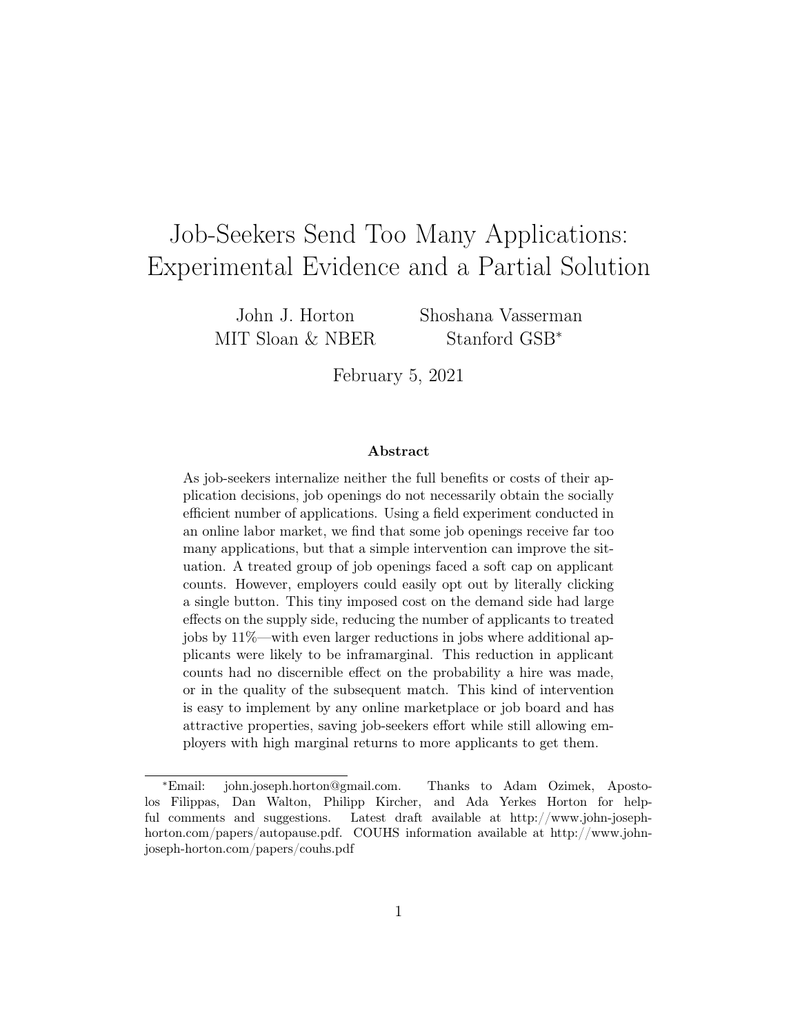# Job-Seekers Send Too Many Applications: Experimental Evidence and a Partial Solution

John J. Horton
MIT Sloan & NBER

Shoshana Vasserman
Stanford GSB*

February 5, 2021

### Abstract

As job-seekers internalize neither the full benefits or costs of their application decisions, job openings do not necessarily obtain the socially efficient number of applications. Using a field experiment conducted in an online labor market, we find that some job openings receive far too many applications, but that a simple intervention can improve the situation. A treated group of job openings faced a soft cap on applicant counts. However, employers could easily opt out by literally clicking a single button. This tiny imposed cost on the demand side had large effects on the supply side, reducing the number of applicants to treated jobs by 11%—with even larger reductions in jobs where additional applicants were likely to be inframarginal. This reduction in applicant counts had no discernible effect on the probability a hire was made, or in the quality of the subsequent match. This kind of intervention is easy to implement by any online marketplace or job board and has attractive properties, saving job-seekers effort while still allowing employers with high marginal returns to more applicants to get them.

---

*Email: john.joseph.horton@gmail.com. Thanks to Adam Ozimek, Apostolos Filippas, Dan Walton, Philipp Kircher, and Ada Yerkes Horton for helpful comments and suggestions. Latest draft available at http://www.john-joseph-horton.com/papers/autopause.pdf. COUHS information available at http://www.john-joseph-horton.com/papers/couhs.pdf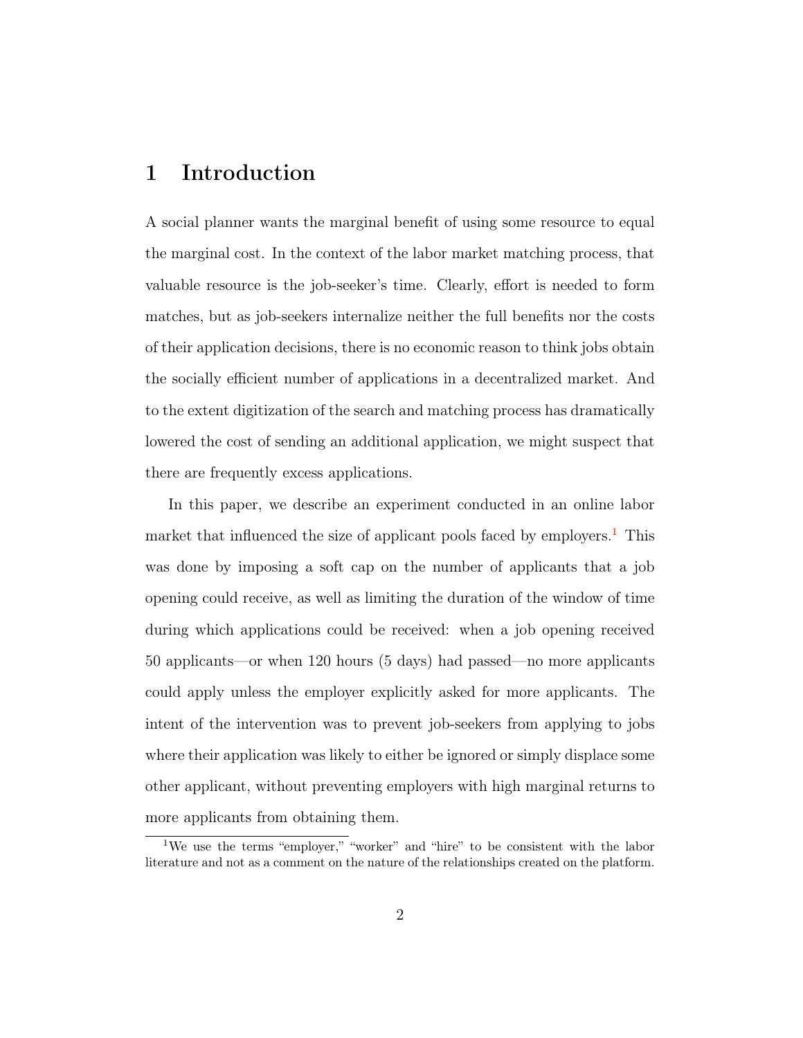# 1 Introduction

A social planner wants the marginal benefit of using some resource to equal the marginal cost. In the context of the labor market matching process, that valuable resource is the job-seeker's time. Clearly, effort is needed to form matches, but as job-seekers internalize neither the full benefits nor the costs of their application decisions, there is no economic reason to think jobs obtain the socially efficient number of applications in a decentralized market. And to the extent digitization of the search and matching process has dramatically lowered the cost of sending an additional application, we might suspect that there are frequently excess applications.

In this paper, we describe an experiment conducted in an online labor market that influenced the size of applicant pools faced by employers.[1] This was done by imposing a soft cap on the number of applicants that a job opening could receive, as well as limiting the duration of the window of time during which applications could be received: when a job opening received 50 applicants—or when 120 hours (5 days) had passed—no more applicants could apply unless the employer explicitly asked for more applicants. The intent of the intervention was to prevent job-seekers from applying to jobs where their application was likely to either be ignored or simply displace some other applicant, without preventing employers with high marginal returns to more applicants from obtaining them.

[1] We use the terms "employer," "worker" and "hire" to be consistent with the labor literature and not as a comment on the nature of the relationships created on the platform.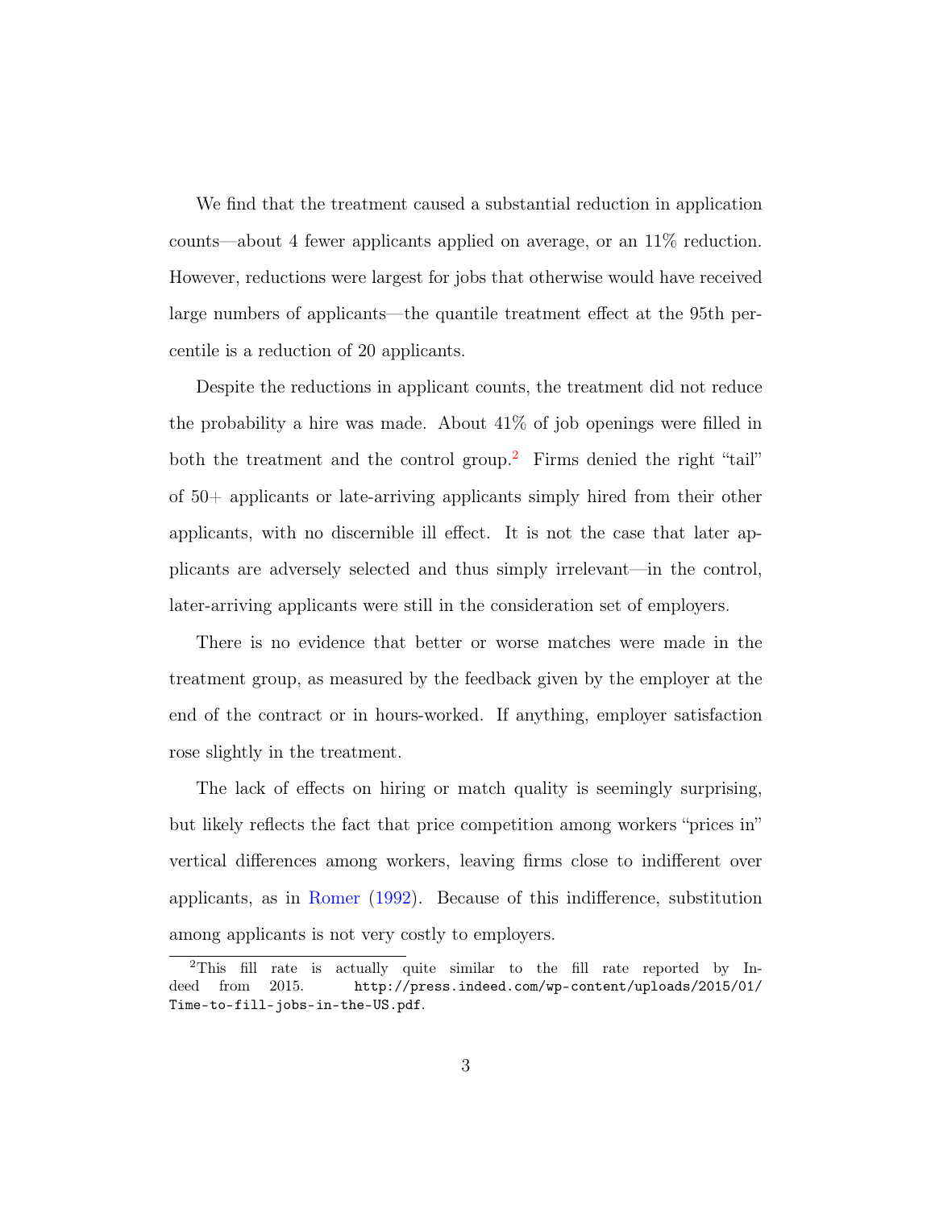We find that the treatment caused a substantial reduction in application counts—about 4 fewer applicants applied on average, or an 11% reduction. However, reductions were largest for jobs that otherwise would have received large numbers of applicants—the quantile treatment effect at the 95th percentile is a reduction of 20 applicants.

Despite the reductions in applicant counts, the treatment did not reduce the probability a hire was made. About 41% of job openings were filled in both the treatment and the control group.[2] Firms denied the right "tail" of 50+ applicants or late-arriving applicants simply hired from their other applicants, with no discernible ill effect. It is not the case that later applicants are adversely selected and thus simply irrelevant—in the control, later-arriving applicants were still in the consideration set of employers.

There is no evidence that better or worse matches were made in the treatment group, as measured by the feedback given by the employer at the end of the contract or in hours-worked. If anything, employer satisfaction rose slightly in the treatment.

The lack of effects on hiring or match quality is seemingly surprising, but likely reflects the fact that price competition among workers "prices in" vertical differences among workers, leaving firms close to indifferent over applicants, as in Romer (1992). Because of this indifference, substitution among applicants is not very costly to employers.

[2] This fill rate is actually quite similar to the fill rate reported by Indeed from 2015. `http://press.indeed.com/wp-content/uploads/2015/01/Time-to-fill-jobs-in-the-US.pdf`.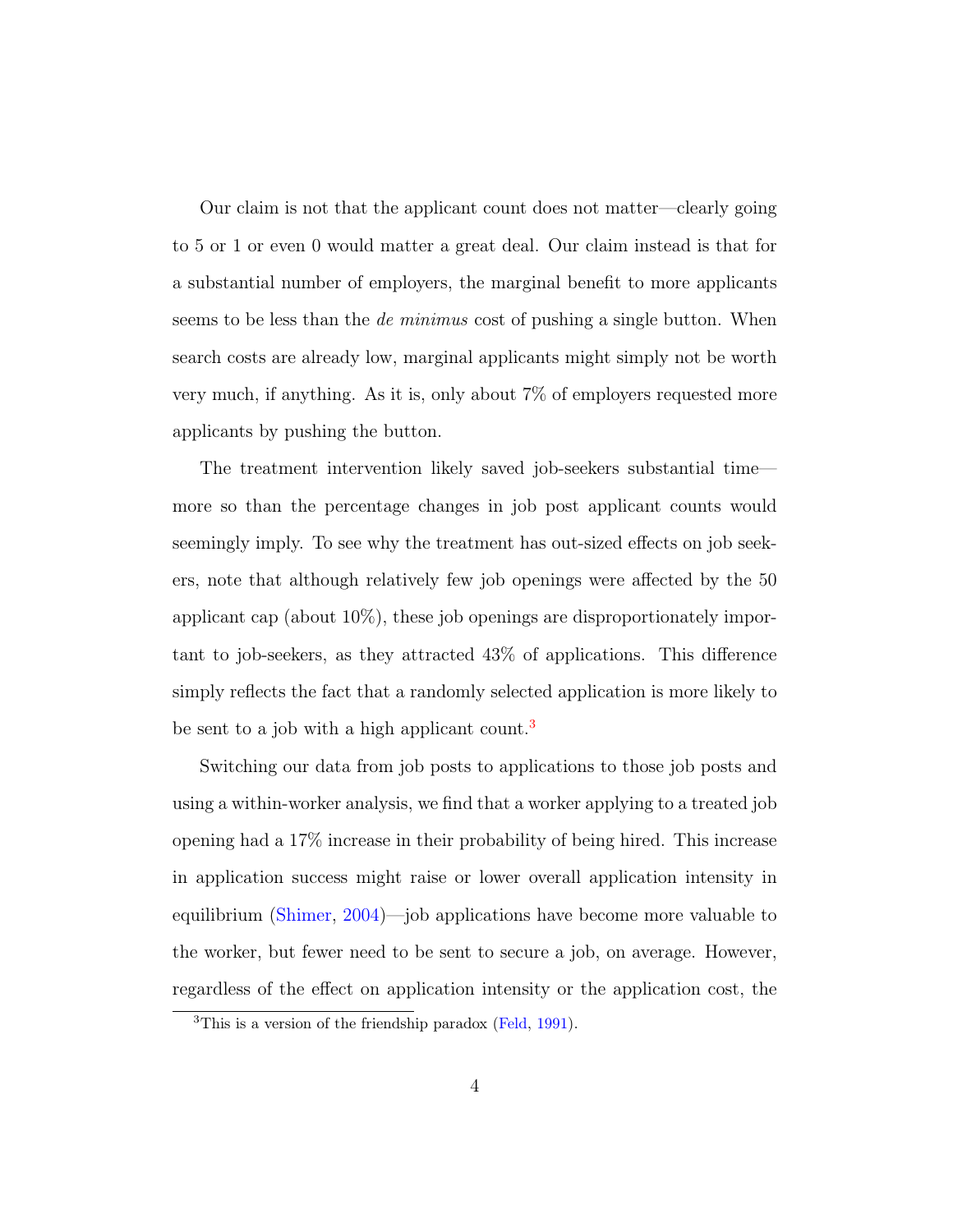Our claim is not that the applicant count does not matter—clearly going to 5 or 1 or even 0 would matter a great deal. Our claim instead is that for a substantial number of employers, the marginal benefit to more applicants seems to be less than the *de minimus* cost of pushing a single button. When search costs are already low, marginal applicants might simply not be worth very much, if anything. As it is, only about 7% of employers requested more applicants by pushing the button.

The treatment intervention likely saved job-seekers substantial time—more so than the percentage changes in job post applicant counts would seemingly imply. To see why the treatment has out-sized effects on job seekers, note that although relatively few job openings were affected by the 50 applicant cap (about 10%), these job openings are disproportionately important to job-seekers, as they attracted 43% of applications. This difference simply reflects the fact that a randomly selected application is more likely to be sent to a job with a high applicant count.[3]

Switching our data from job posts to applications to those job posts and using a within-worker analysis, we find that a worker applying to a treated job opening had a 17% increase in their probability of being hired. This increase in application success might raise or lower overall application intensity in equilibrium (Shimer, 2004)—job applications have become more valuable to the worker, but fewer need to be sent to secure a job, on average. However, regardless of the effect on application intensity or the application cost, the

[3] This is a version of the friendship paradox (Feld, 1991).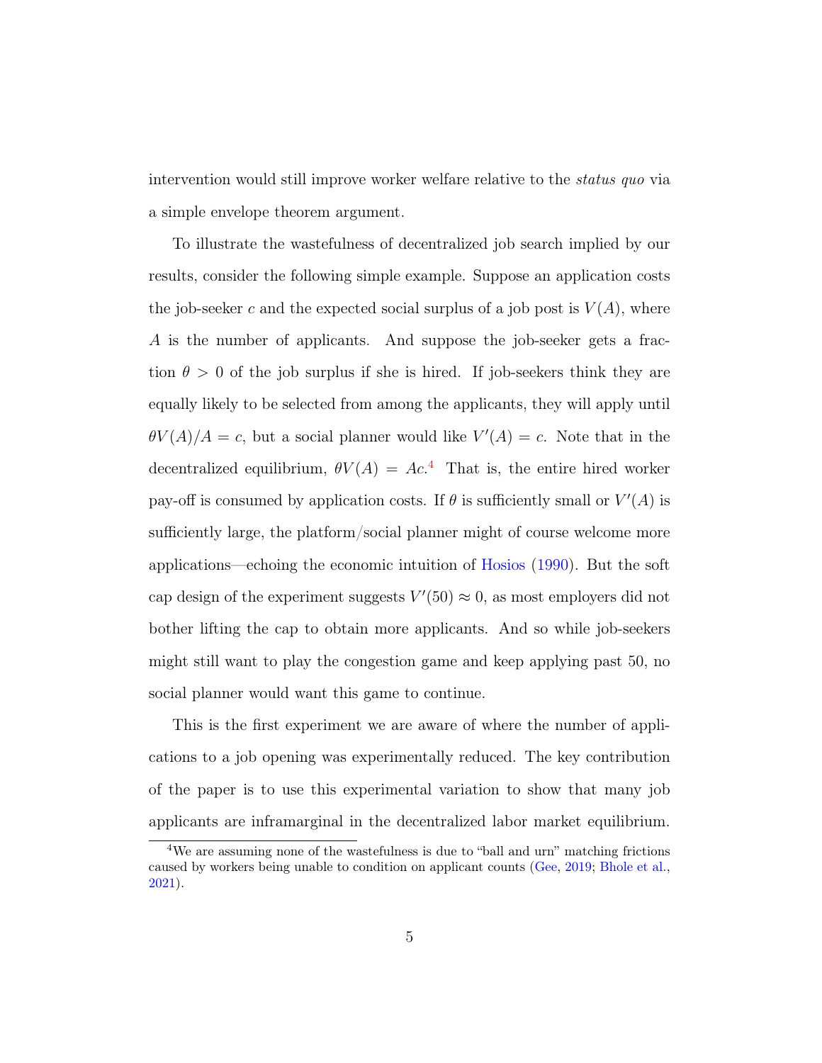intervention would still improve worker welfare relative to the *status quo* via a simple envelope theorem argument.

To illustrate the wastefulness of decentralized job search implied by our results, consider the following simple example. Suppose an application costs the job-seeker $c$ and the expected social surplus of a job post is $V(A)$, where $A$ is the number of applicants. And suppose the job-seeker gets a fraction $\theta > 0$ of the job surplus if she is hired. If job-seekers think they are equally likely to be selected from among the applicants, they will apply until $\theta V(A)/A = c$, but a social planner would like $V'(A) = c$. Note that in the decentralized equilibrium, $\theta V(A) = Ac$.[4] That is, the entire hired worker pay-off is consumed by application costs. If $\theta$ is sufficiently small or $V'(A)$ is sufficiently large, the platform/social planner might of course welcome more applications—echoing the economic intuition of Hosios (1990). But the soft cap design of the experiment suggests $V'(50) \approx 0$, as most employers did not bother lifting the cap to obtain more applicants. And so while job-seekers might still want to play the congestion game and keep applying past 50, no social planner would want this game to continue.

This is the first experiment we are aware of where the number of applications to a job opening was experimentally reduced. The key contribution of the paper is to use this experimental variation to show that many job applicants are inframarginal in the decentralized labor market equilibrium.

[4] We are assuming none of the wastefulness is due to "ball and urn" matching frictions caused by workers being unable to condition on applicant counts (Gee, 2019; Bhole et al., 2021).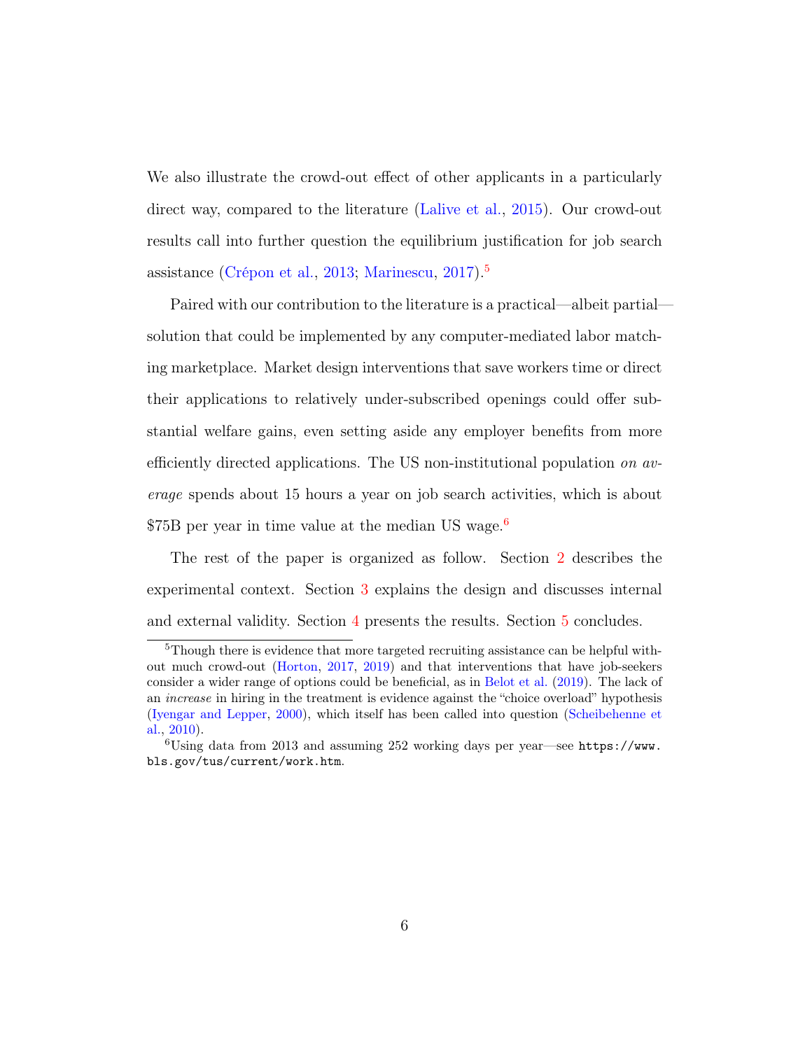We also illustrate the crowd-out effect of other applicants in a particularly direct way, compared to the literature (Lalive et al., 2015). Our crowd-out results call into further question the equilibrium justification for job search assistance (Crépon et al., 2013; Marinescu, 2017).[5]

Paired with our contribution to the literature is a practical—albeit partial—solution that could be implemented by any computer-mediated labor matching marketplace. Market design interventions that save workers time or direct their applications to relatively under-subscribed openings could offer substantial welfare gains, even setting aside any employer benefits from more efficiently directed applications. The US non-institutional population *on average* spends about 15 hours a year on job search activities, which is about $75B per year in time value at the median US wage.[6]

The rest of the paper is organized as follow. Section 2 describes the experimental context. Section 3 explains the design and discusses internal and external validity. Section 4 presents the results. Section 5 concludes.

---

[5] Though there is evidence that more targeted recruiting assistance can be helpful without much crowd-out (Horton, 2017, 2019) and that interventions that have job-seekers consider a wider range of options could be beneficial, as in Belot et al. (2019). The lack of an *increase* in hiring in the treatment is evidence against the "choice overload" hypothesis (Iyengar and Lepper, 2000), which itself has been called into question (Scheibehenne et al., 2010).

[6] Using data from 2013 and assuming 252 working days per year—see `https://www.bls.gov/tus/current/work.htm`.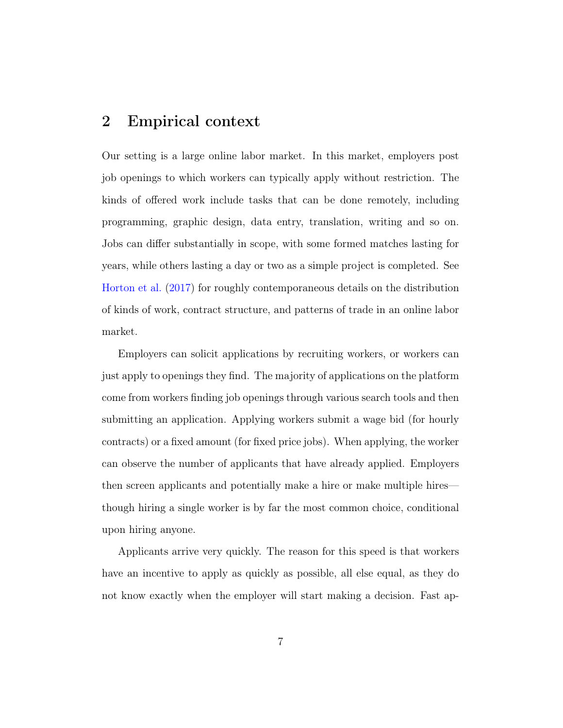## 2 Empirical context

Our setting is a large online labor market. In this market, employers post job openings to which workers can typically apply without restriction. The kinds of offered work include tasks that can be done remotely, including programming, graphic design, data entry, translation, writing and so on. Jobs can differ substantially in scope, with some formed matches lasting for years, while others lasting a day or two as a simple project is completed. See Horton et al. (2017) for roughly contemporaneous details on the distribution of kinds of work, contract structure, and patterns of trade in an online labor market.

Employers can solicit applications by recruiting workers, or workers can just apply to openings they find. The majority of applications on the platform come from workers finding job openings through various search tools and then submitting an application. Applying workers submit a wage bid (for hourly contracts) or a fixed amount (for fixed price jobs). When applying, the worker can observe the number of applicants that have already applied. Employers then screen applicants and potentially make a hire or make multiple hires—though hiring a single worker is by far the most common choice, conditional upon hiring anyone.

Applicants arrive very quickly. The reason for this speed is that workers have an incentive to apply as quickly as possible, all else equal, as they do not know exactly when the employer will start making a decision. Fast ap-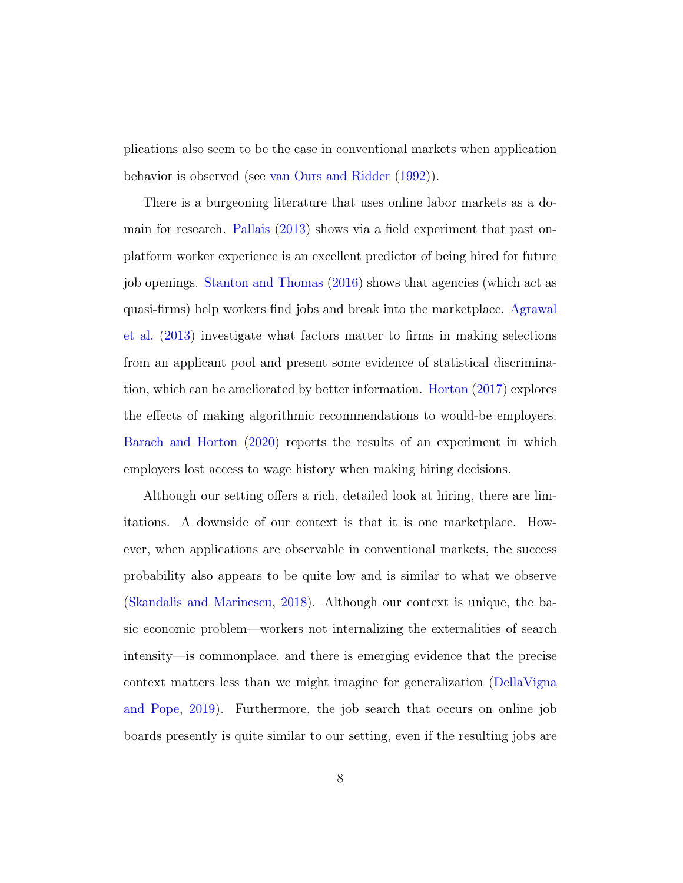plications also seem to be the case in conventional markets when application behavior is observed (see van Ours and Ridder (1992)).

There is a burgeoning literature that uses online labor markets as a domain for research. Pallais (2013) shows via a field experiment that past on-platform worker experience is an excellent predictor of being hired for future job openings. Stanton and Thomas (2016) shows that agencies (which act as quasi-firms) help workers find jobs and break into the marketplace. Agrawal et al. (2013) investigate what factors matter to firms in making selections from an applicant pool and present some evidence of statistical discrimination, which can be ameliorated by better information. Horton (2017) explores the effects of making algorithmic recommendations to would-be employers. Barach and Horton (2020) reports the results of an experiment in which employers lost access to wage history when making hiring decisions.

Although our setting offers a rich, detailed look at hiring, there are limitations. A downside of our context is that it is one marketplace. However, when applications are observable in conventional markets, the success probability also appears to be quite low and is similar to what we observe (Skandalis and Marinescu, 2018). Although our context is unique, the basic economic problem—workers not internalizing the externalities of search intensity—is commonplace, and there is emerging evidence that the precise context matters less than we might imagine for generalization (DellaVigna and Pope, 2019). Furthermore, the job search that occurs on online job boards presently is quite similar to our setting, even if the resulting jobs are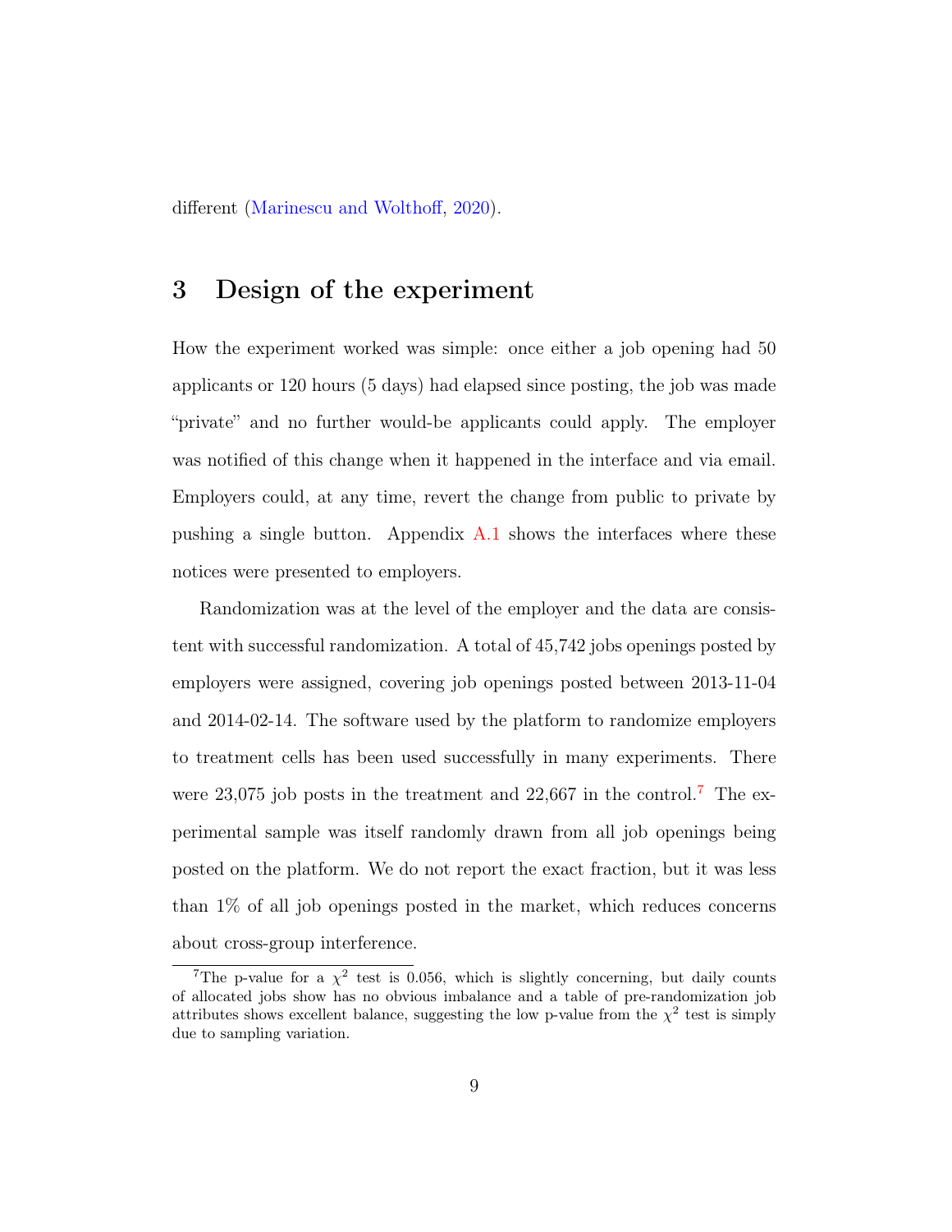different (Marinescu and Wolthoff, 2020).

## 3 Design of the experiment

How the experiment worked was simple: once either a job opening had 50 applicants or 120 hours (5 days) had elapsed since posting, the job was made "private" and no further would-be applicants could apply. The employer was notified of this change when it happened in the interface and via email. Employers could, at any time, revert the change from public to private by pushing a single button. Appendix A.1 shows the interfaces where these notices were presented to employers.

Randomization was at the level of the employer and the data are consistent with successful randomization. A total of 45,742 jobs openings posted by employers were assigned, covering job openings posted between 2013-11-04 and 2014-02-14. The software used by the platform to randomize employers to treatment cells has been used successfully in many experiments. There were 23,075 job posts in the treatment and 22,667 in the control.[7] The experimental sample was itself randomly drawn from all job openings being posted on the platform. We do not report the exact fraction, but it was less than 1% of all job openings posted in the market, which reduces concerns about cross-group interference.

[7] The p-value for a $\chi^2$ test is 0.056, which is slightly concerning, but daily counts of allocated jobs show has no obvious imbalance and a table of pre-randomization job attributes shows excellent balance, suggesting the low p-value from the $\chi^2$ test is simply due to sampling variation.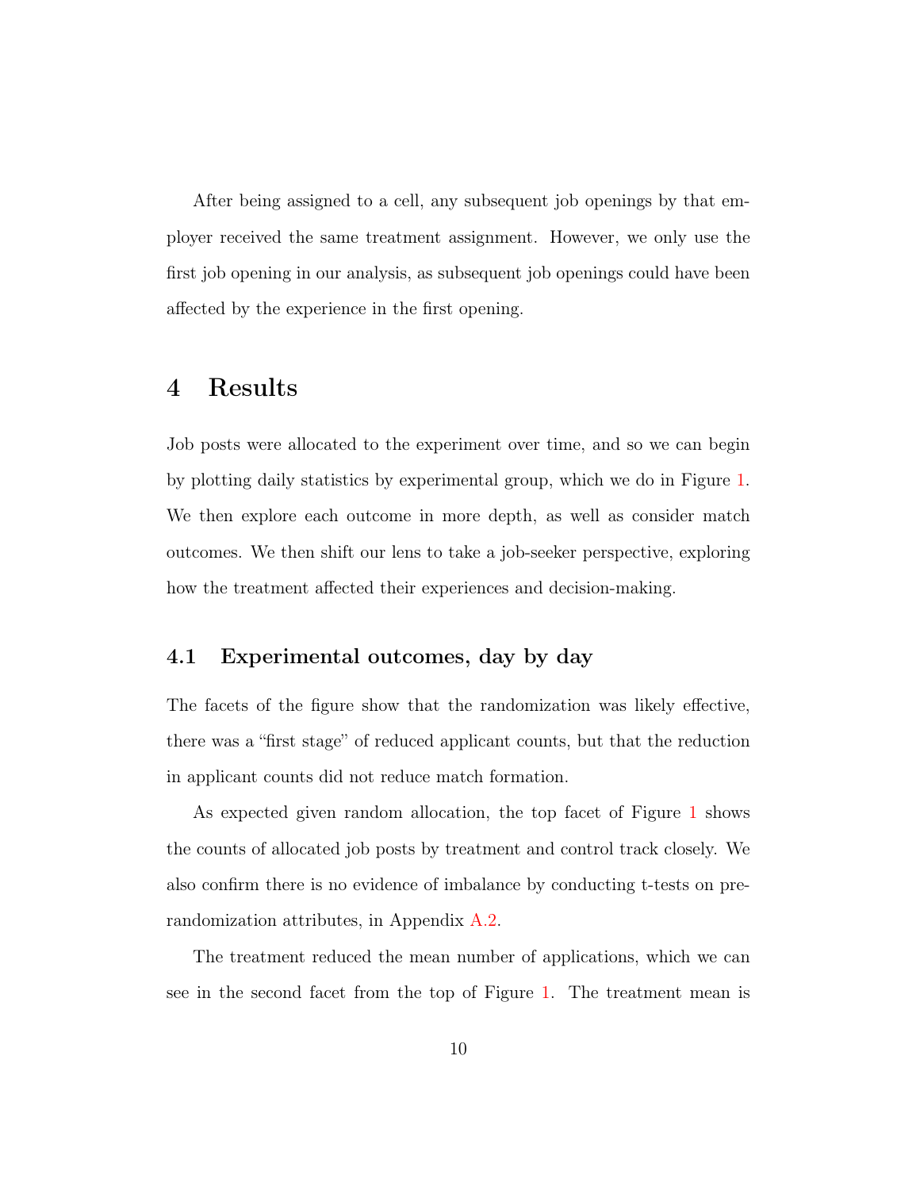After being assigned to a cell, any subsequent job openings by that employer received the same treatment assignment. However, we only use the first job opening in our analysis, as subsequent job openings could have been affected by the experience in the first opening.

# 4 Results

Job posts were allocated to the experiment over time, and so we can begin by plotting daily statistics by experimental group, which we do in Figure 1. We then explore each outcome in more depth, as well as consider match outcomes. We then shift our lens to take a job-seeker perspective, exploring how the treatment affected their experiences and decision-making.

## 4.1 Experimental outcomes, day by day

The facets of the figure show that the randomization was likely effective, there was a "first stage" of reduced applicant counts, but that the reduction in applicant counts did not reduce match formation.

As expected given random allocation, the top facet of Figure 1 shows the counts of allocated job posts by treatment and control track closely. We also confirm there is no evidence of imbalance by conducting t-tests on pre-randomization attributes, in Appendix A.2.

The treatment reduced the mean number of applications, which we can see in the second facet from the top of Figure 1. The treatment mean is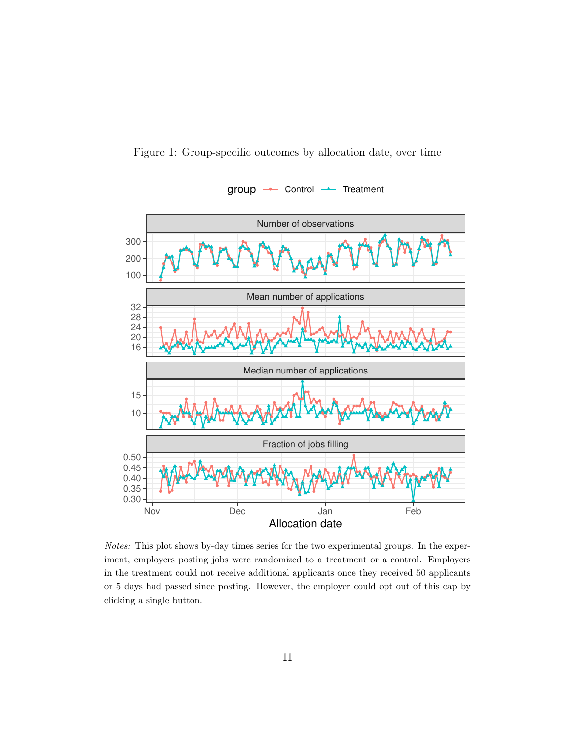Figure 1: Group-specific outcomes by allocation date, over time

*Notes:* This plot shows by-day times series for the two experimental groups. In the experiment, employers posting jobs were randomized to a treatment or a control. Employers in the treatment could not receive additional applicants once they received 50 applicants or 5 days had passed since posting. However, the employer could opt out of this cap by clicking a single button.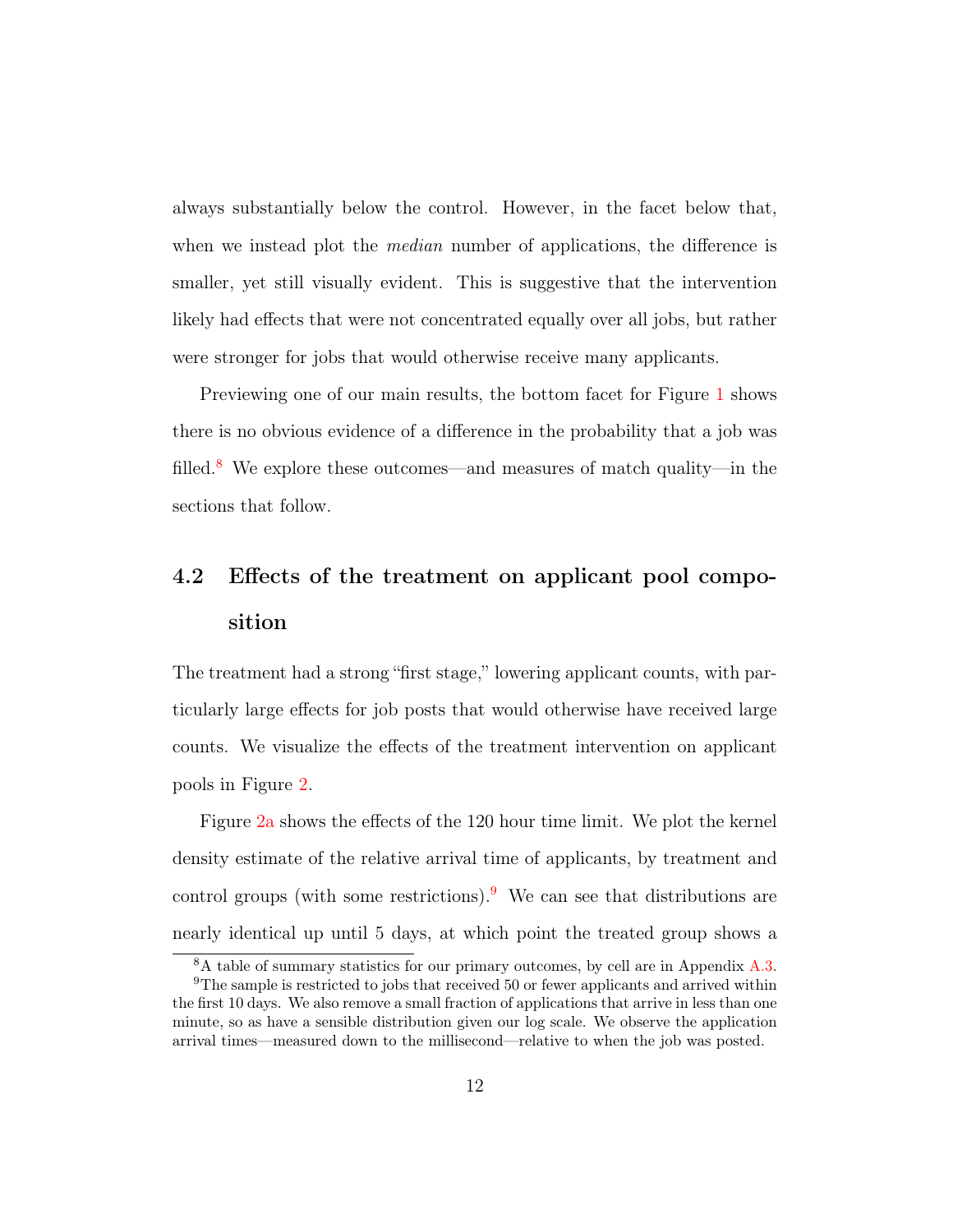always substantially below the control. However, in the facet below that, when we instead plot the *median* number of applications, the difference is smaller, yet still visually evident. This is suggestive that the intervention likely had effects that were not concentrated equally over all jobs, but rather were stronger for jobs that would otherwise receive many applicants.

Previewing one of our main results, the bottom facet for Figure 1 shows there is no obvious evidence of a difference in the probability that a job was filled.[8] We explore these outcomes—and measures of match quality—in the sections that follow.

## 4.2 Effects of the treatment on applicant pool composition

The treatment had a strong "first stage," lowering applicant counts, with particularly large effects for job posts that would otherwise have received large counts. We visualize the effects of the treatment intervention on applicant pools in Figure 2.

Figure 2a shows the effects of the 120 hour time limit. We plot the kernel density estimate of the relative arrival time of applicants, by treatment and control groups (with some restrictions).[9] We can see that distributions are nearly identical up until 5 days, at which point the treated group shows a

[8] A table of summary statistics for our primary outcomes, by cell are in Appendix A.3.

[9] The sample is restricted to jobs that received 50 or fewer applicants and arrived within the first 10 days. We also remove a small fraction of applications that arrive in less than one minute, so as have a sensible distribution given our log scale. We observe the application arrival times—measured down to the millisecond—relative to when the job was posted.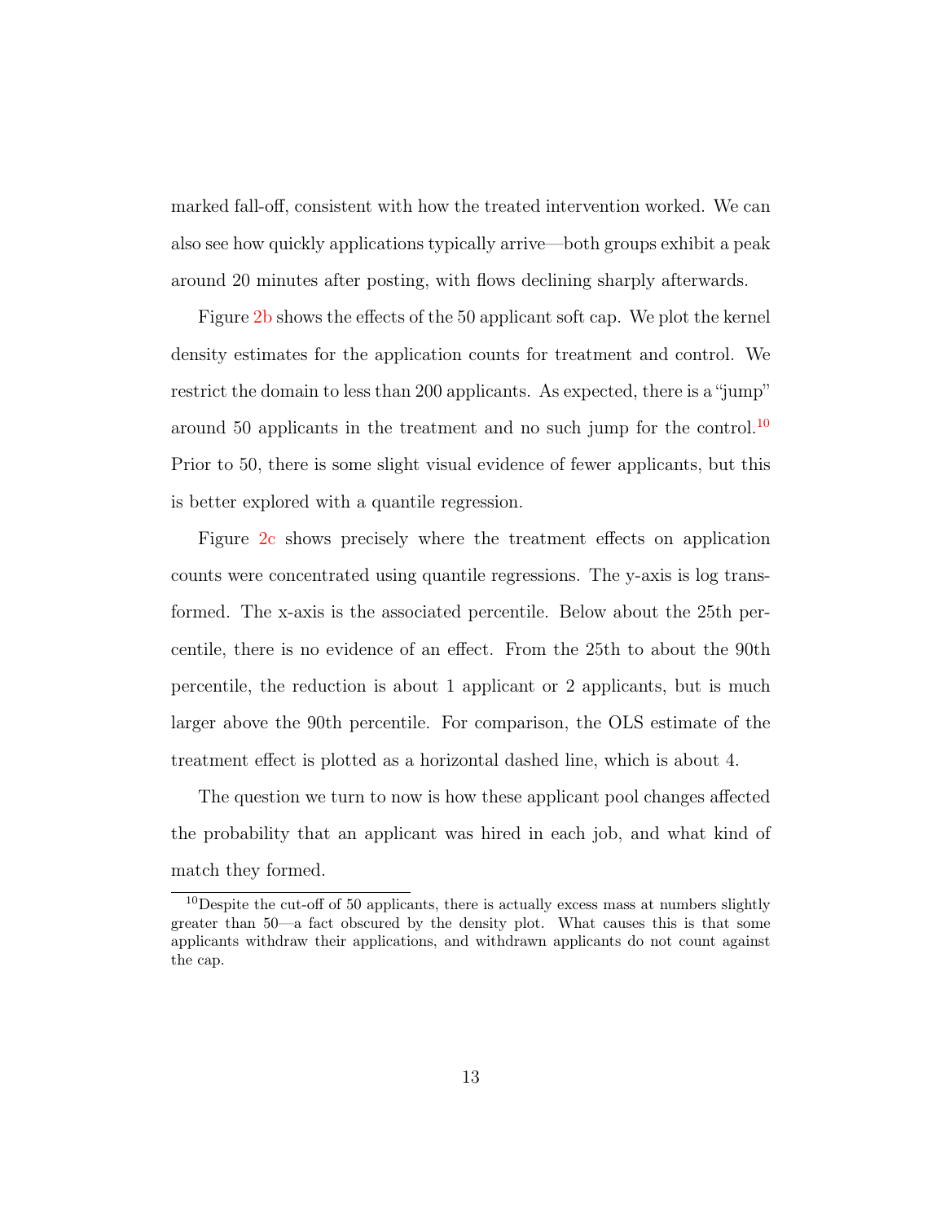marked fall-off, consistent with how the treated intervention worked. We can also see how quickly applications typically arrive—both groups exhibit a peak around 20 minutes after posting, with flows declining sharply afterwards.

Figure 2b shows the effects of the 50 applicant soft cap. We plot the kernel density estimates for the application counts for treatment and control. We restrict the domain to less than 200 applicants. As expected, there is a "jump" around 50 applicants in the treatment and no such jump for the control.[10] Prior to 50, there is some slight visual evidence of fewer applicants, but this is better explored with a quantile regression.

Figure 2c shows precisely where the treatment effects on application counts were concentrated using quantile regressions. The y-axis is log transformed. The x-axis is the associated percentile. Below about the 25th percentile, there is no evidence of an effect. From the 25th to about the 90th percentile, the reduction is about 1 applicant or 2 applicants, but is much larger above the 90th percentile. For comparison, the OLS estimate of the treatment effect is plotted as a horizontal dashed line, which is about 4.

The question we turn to now is how these applicant pool changes affected the probability that an applicant was hired in each job, and what kind of match they formed.

[10] Despite the cut-off of 50 applicants, there is actually excess mass at numbers slightly greater than 50—a fact obscured by the density plot. What causes this is that some applicants withdraw their applications, and withdrawn applicants do not count against the cap.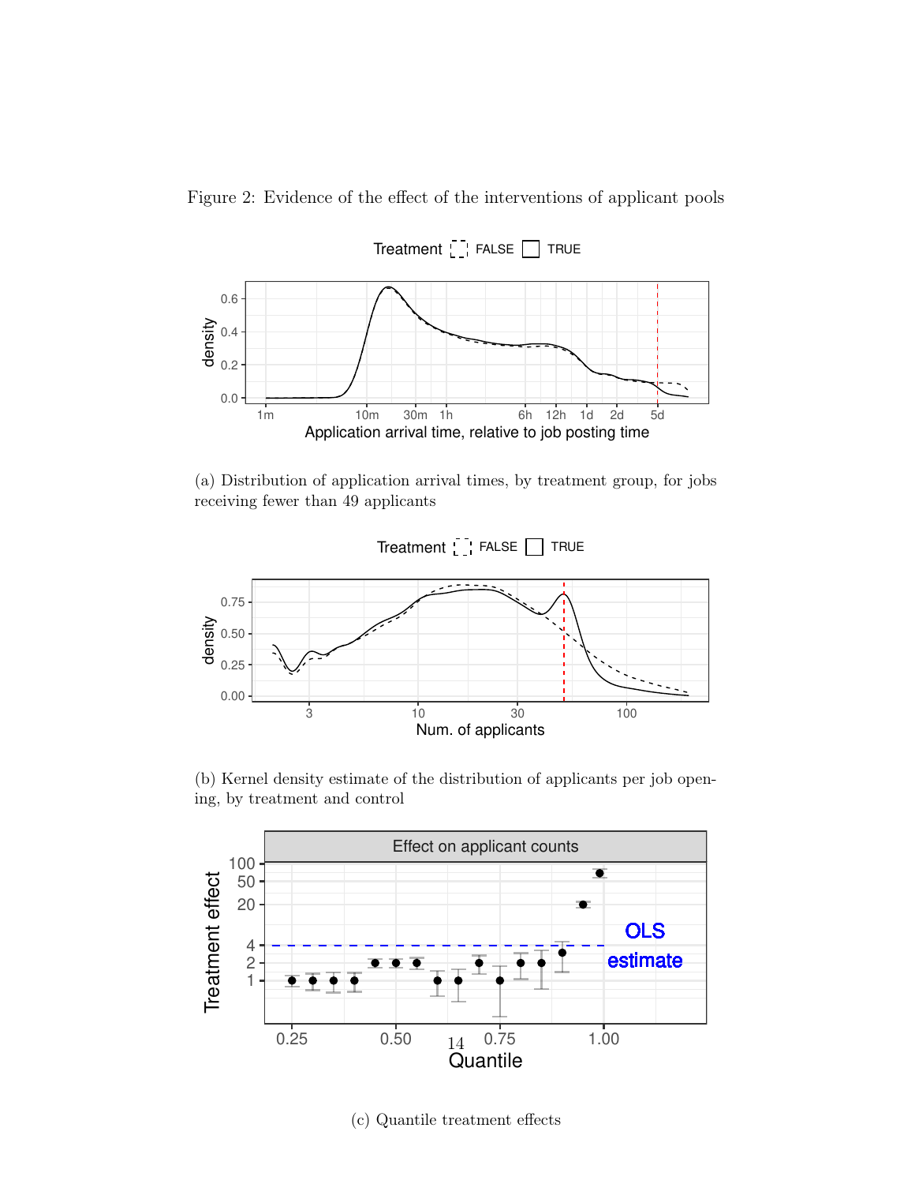Figure 2: Evidence of the effect of the interventions of applicant pools

(a) Distribution of application arrival times, by treatment group, for jobs receiving fewer than 49 applicants

(b) Kernel density estimate of the distribution of applicants per job opening, by treatment and control

(c) Quantile treatment effects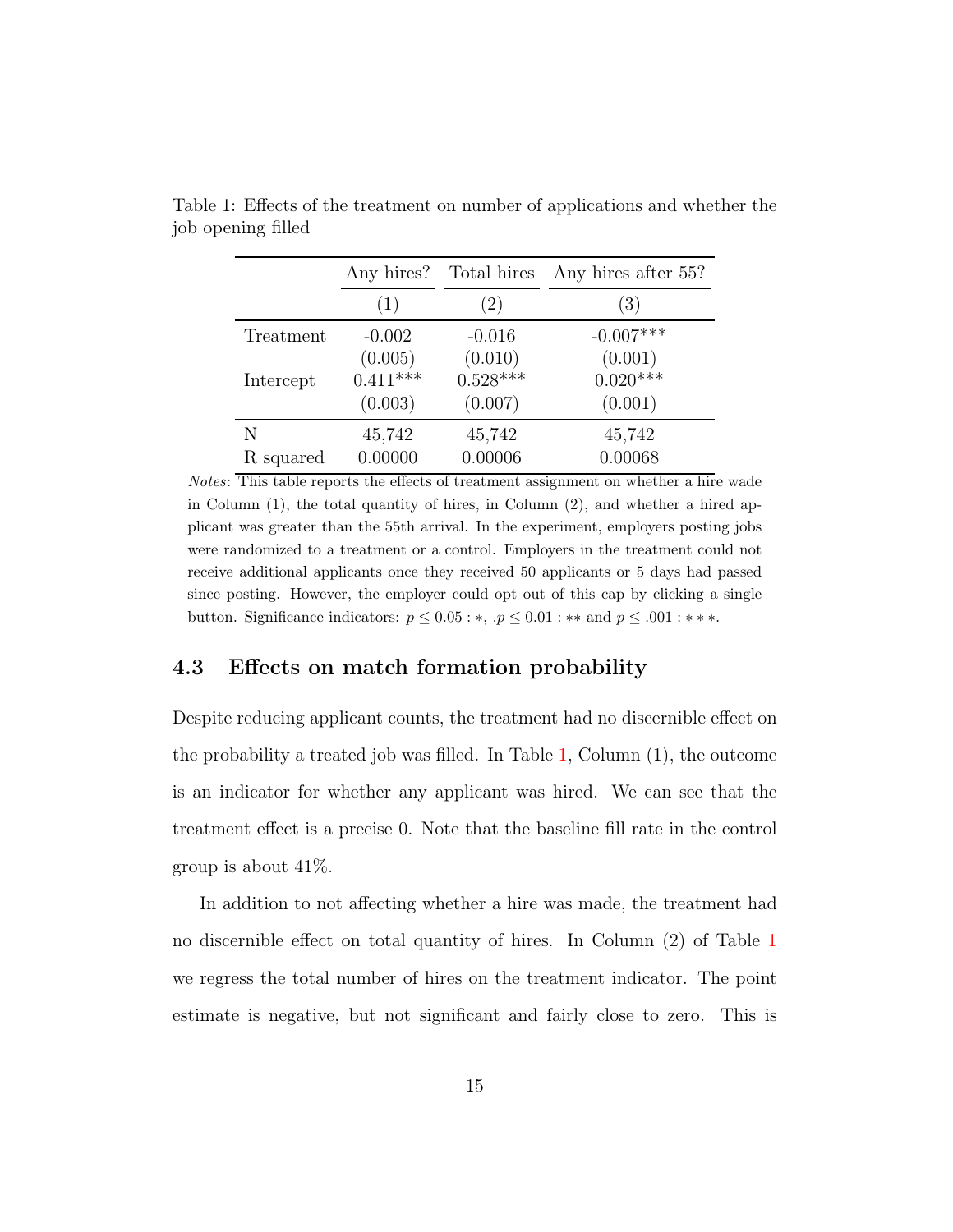Table 1: Effects of the treatment on number of applications and whether the job opening filled

| | Any hires? | Total hires | Any hires after 55? |
|---|---|---|---|
| | (1) | (2) | (3) |
| Treatment | -0.002 | -0.016 | -0.007*** |
| | (0.005) | (0.010) | (0.001) |
| Intercept | 0.411*** | 0.528*** | 0.020*** |
| | (0.003) | (0.007) | (0.001) |
| N | 45,742 | 45,742 | 45,742 |
| R squared | 0.00000 | 0.00006 | 0.00068 |

*Notes*: This table reports the effects of treatment assignment on whether a hire wade in Column (1), the total quantity of hires, in Column (2), and whether a hired applicant was greater than the 55th arrival. In the experiment, employers posting jobs were randomized to a treatment or a control. Employers in the treatment could not receive additional applicants once they received 50 applicants or 5 days had passed since posting. However, the employer could opt out of this cap by clicking a single button. Significance indicators: $p \leq 0.05 : *$, $.p \leq 0.01 : **$ and $p \leq .001 : ***$.

### 4.3 Effects on match formation probability

Despite reducing applicant counts, the treatment had no discernible effect on the probability a treated job was filled. In Table 1, Column (1), the outcome is an indicator for whether any applicant was hired. We can see that the treatment effect is a precise 0. Note that the baseline fill rate in the control group is about 41%.

In addition to not affecting whether a hire was made, the treatment had no discernible effect on total quantity of hires. In Column (2) of Table 1 we regress the total number of hires on the treatment indicator. The point estimate is negative, but not significant and fairly close to zero. This is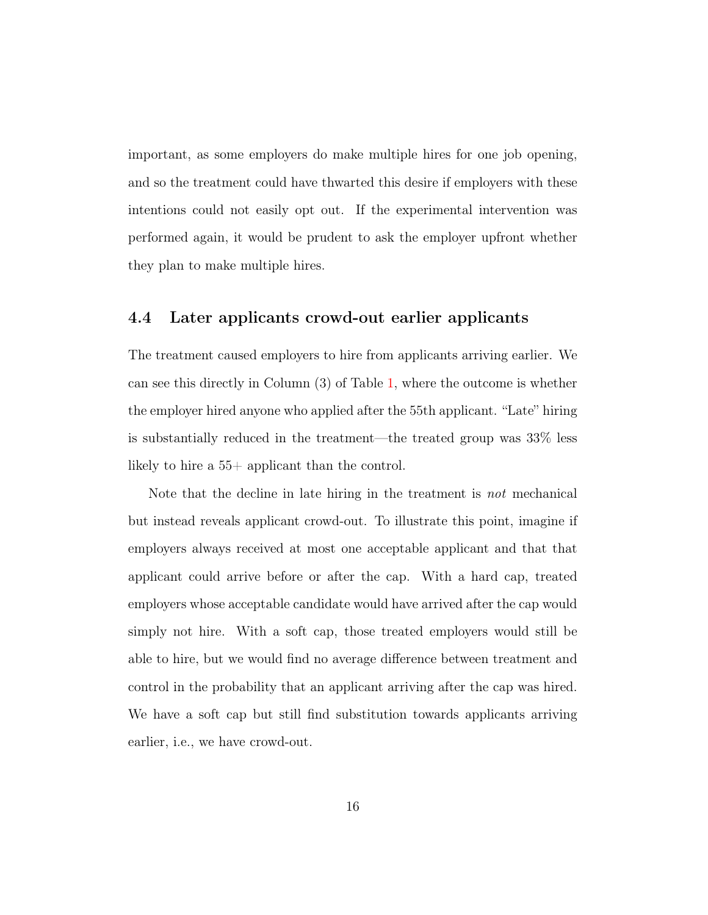important, as some employers do make multiple hires for one job opening, and so the treatment could have thwarted this desire if employers with these intentions could not easily opt out. If the experimental intervention was performed again, it would be prudent to ask the employer upfront whether they plan to make multiple hires.

### 4.4 Later applicants crowd-out earlier applicants

The treatment caused employers to hire from applicants arriving earlier. We can see this directly in Column (3) of Table 1, where the outcome is whether the employer hired anyone who applied after the 55th applicant. "Late" hiring is substantially reduced in the treatment—the treated group was 33% less likely to hire a 55+ applicant than the control.

Note that the decline in late hiring in the treatment is *not* mechanical but instead reveals applicant crowd-out. To illustrate this point, imagine if employers always received at most one acceptable applicant and that that applicant could arrive before or after the cap. With a hard cap, treated employers whose acceptable candidate would have arrived after the cap would simply not hire. With a soft cap, those treated employers would still be able to hire, but we would find no average difference between treatment and control in the probability that an applicant arriving after the cap was hired. We have a soft cap but still find substitution towards applicants arriving earlier, i.e., we have crowd-out.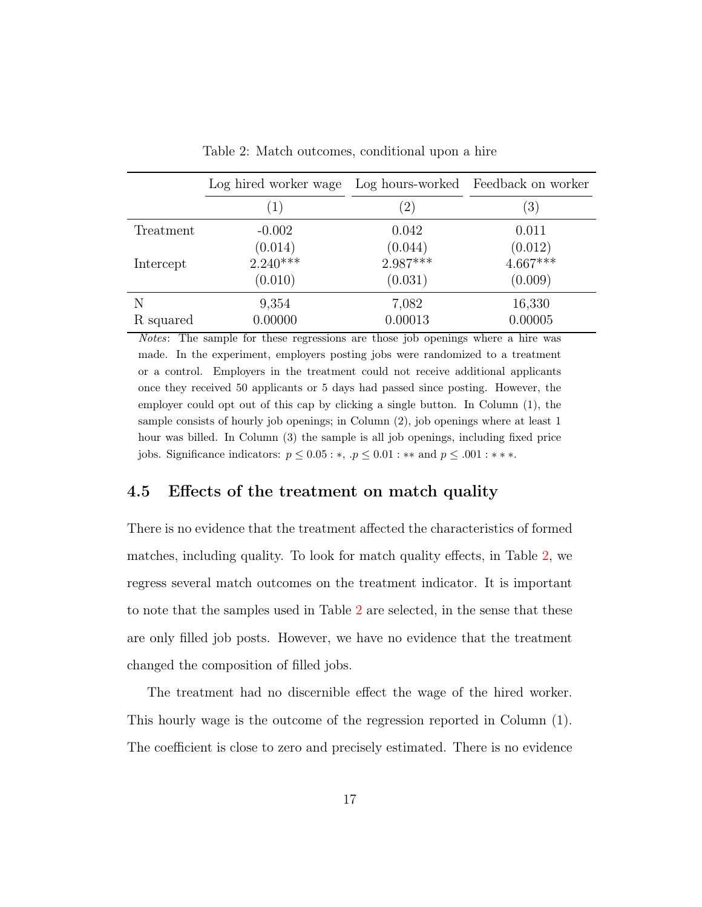Table 2: Match outcomes, conditional upon a hire

| | Log hired worker wage | Log hours-worked | Feedback on worker |
|---|---|---|---|
| | (1) | (2) | (3) |
| Treatment | -0.002 | 0.042 | 0.011 |
| | (0.014) | (0.044) | (0.012) |
| Intercept | 2.240*** | 2.987*** | 4.667*** |
| | (0.010) | (0.031) | (0.009) |
| N | 9,354 | 7,082 | 16,330 |
| R squared | 0.00000 | 0.00013 | 0.00005 |

*Notes*: The sample for these regressions are those job openings where a hire was made. In the experiment, employers posting jobs were randomized to a treatment or a control. Employers in the treatment could not receive additional applicants once they received 50 applicants or 5 days had passed since posting. However, the employer could opt out of this cap by clicking a single button. In Column (1), the sample consists of hourly job openings; in Column (2), job openings where at least 1 hour was billed. In Column (3) the sample is all job openings, including fixed price jobs. Significance indicators: $p \leq 0.05 : *$, $.p \leq 0.01 : **$ and $p \leq .001 : ***$.

## 4.5 Effects of the treatment on match quality

There is no evidence that the treatment affected the characteristics of formed matches, including quality. To look for match quality effects, in Table 2, we regress several match outcomes on the treatment indicator. It is important to note that the samples used in Table 2 are selected, in the sense that these are only filled job posts. However, we have no evidence that the treatment changed the composition of filled jobs.

The treatment had no discernible effect the wage of the hired worker. This hourly wage is the outcome of the regression reported in Column (1). The coefficient is close to zero and precisely estimated. There is no evidence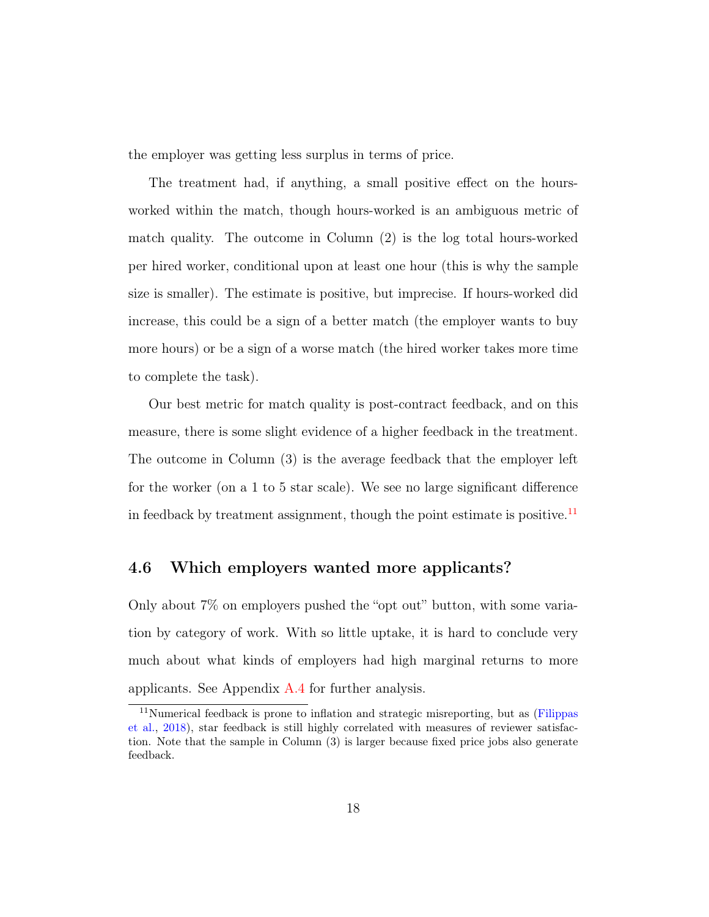the employer was getting less surplus in terms of price.

The treatment had, if anything, a small positive effect on the hours-worked within the match, though hours-worked is an ambiguous metric of match quality. The outcome in Column (2) is the log total hours-worked per hired worker, conditional upon at least one hour (this is why the sample size is smaller). The estimate is positive, but imprecise. If hours-worked did increase, this could be a sign of a better match (the employer wants to buy more hours) or be a sign of a worse match (the hired worker takes more time to complete the task).

Our best metric for match quality is post-contract feedback, and on this measure, there is some slight evidence of a higher feedback in the treatment. The outcome in Column (3) is the average feedback that the employer left for the worker (on a 1 to 5 star scale). We see no large significant difference in feedback by treatment assignment, though the point estimate is positive.[11]

## 4.6 Which employers wanted more applicants?

Only about 7% on employers pushed the "opt out" button, with some variation by category of work. With so little uptake, it is hard to conclude very much about what kinds of employers had high marginal returns to more applicants. See Appendix A.4 for further analysis.

[11] Numerical feedback is prone to inflation and strategic misreporting, but as (Filippas et al., 2018), star feedback is still highly correlated with measures of reviewer satisfaction. Note that the sample in Column (3) is larger because fixed price jobs also generate feedback.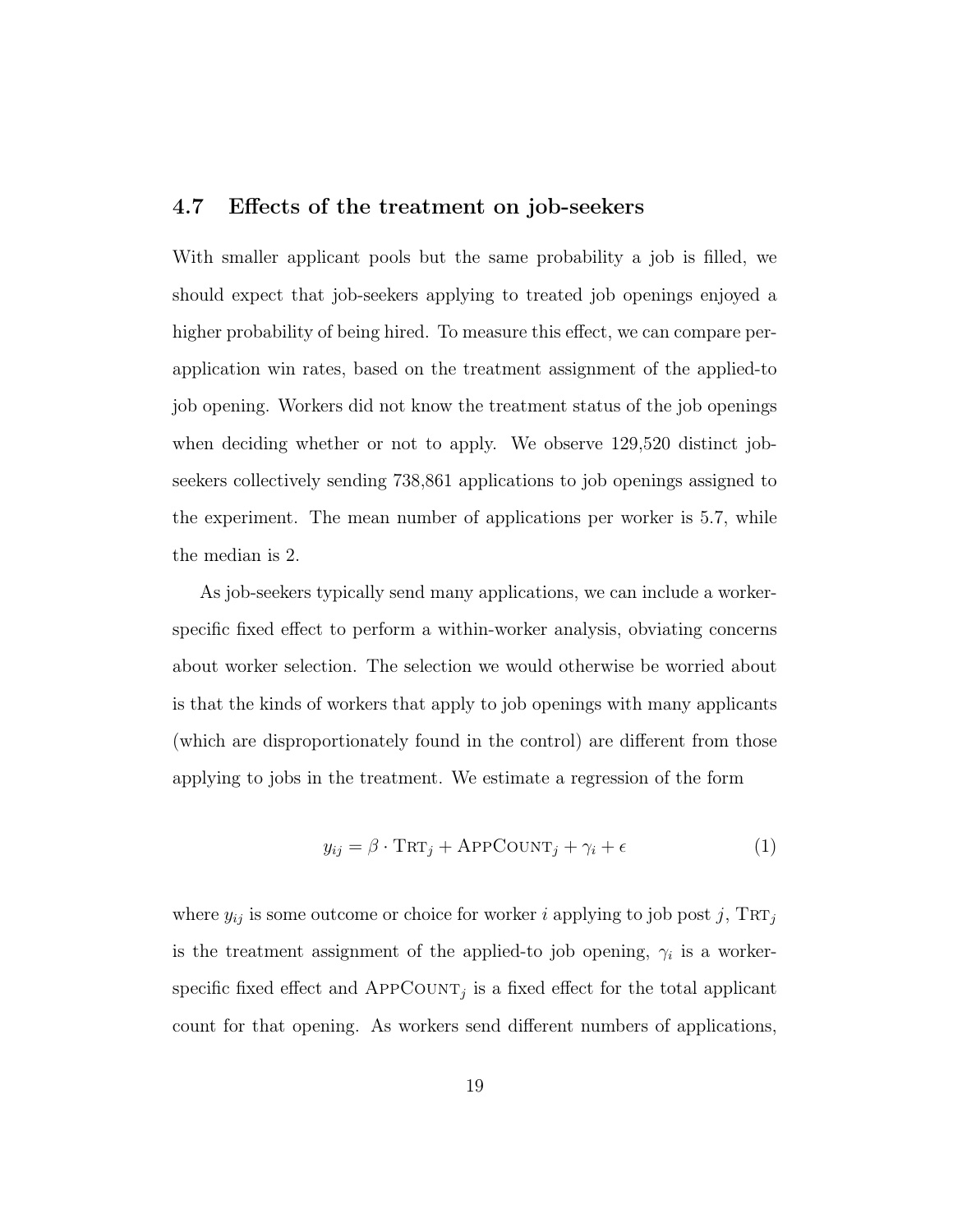### 4.7 Effects of the treatment on job-seekers

With smaller applicant pools but the same probability a job is filled, we should expect that job-seekers applying to treated job openings enjoyed a higher probability of being hired. To measure this effect, we can compare per-application win rates, based on the treatment assignment of the applied-to job opening. Workers did not know the treatment status of the job openings when deciding whether or not to apply. We observe 129,520 distinct job-seekers collectively sending 738,861 applications to job openings assigned to the experiment. The mean number of applications per worker is 5.7, while the median is 2.

As job-seekers typically send many applications, we can include a worker-specific fixed effect to perform a within-worker analysis, obviating concerns about worker selection. The selection we would otherwise be worried about is that the kinds of workers that apply to job openings with many applicants (which are disproportionately found in the control) are different from those applying to jobs in the treatment. We estimate a regression of the form

$$y_{ij} = \beta \cdot \textsc{Trt}_j + \textsc{AppCount}_j + \gamma_i + \epsilon \tag{1}$$

where $y_{ij}$ is some outcome or choice for worker $i$ applying to job post $j$, $\textsc{Trt}_j$ is the treatment assignment of the applied-to job opening, $\gamma_i$ is a worker-specific fixed effect and $\textsc{AppCount}_j$ is a fixed effect for the total applicant count for that opening. As workers send different numbers of applications,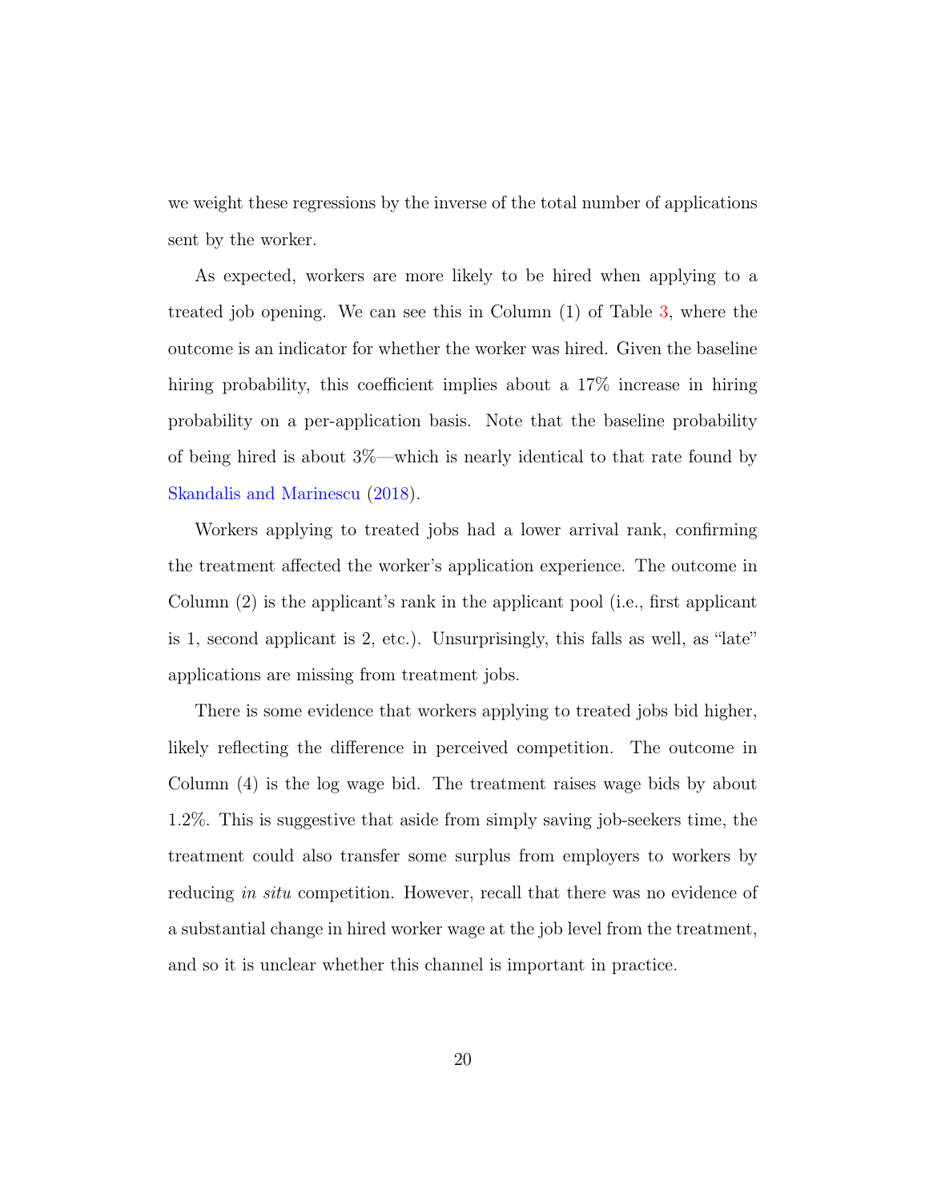we weight these regressions by the inverse of the total number of applications sent by the worker.

As expected, workers are more likely to be hired when applying to a treated job opening. We can see this in Column (1) of Table 3, where the outcome is an indicator for whether the worker was hired. Given the baseline hiring probability, this coefficient implies about a 17% increase in hiring probability on a per-application basis. Note that the baseline probability of being hired is about 3%—which is nearly identical to that rate found by Skandalis and Marinescu (2018).

Workers applying to treated jobs had a lower arrival rank, confirming the treatment affected the worker's application experience. The outcome in Column (2) is the applicant's rank in the applicant pool (i.e., first applicant is 1, second applicant is 2, etc.). Unsurprisingly, this falls as well, as "late" applications are missing from treatment jobs.

There is some evidence that workers applying to treated jobs bid higher, likely reflecting the difference in perceived competition. The outcome in Column (4) is the log wage bid. The treatment raises wage bids by about 1.2%. This is suggestive that aside from simply saving job-seekers time, the treatment could also transfer some surplus from employers to workers by reducing *in situ* competition. However, recall that there was no evidence of a substantial change in hired worker wage at the job level from the treatment, and so it is unclear whether this channel is important in practice.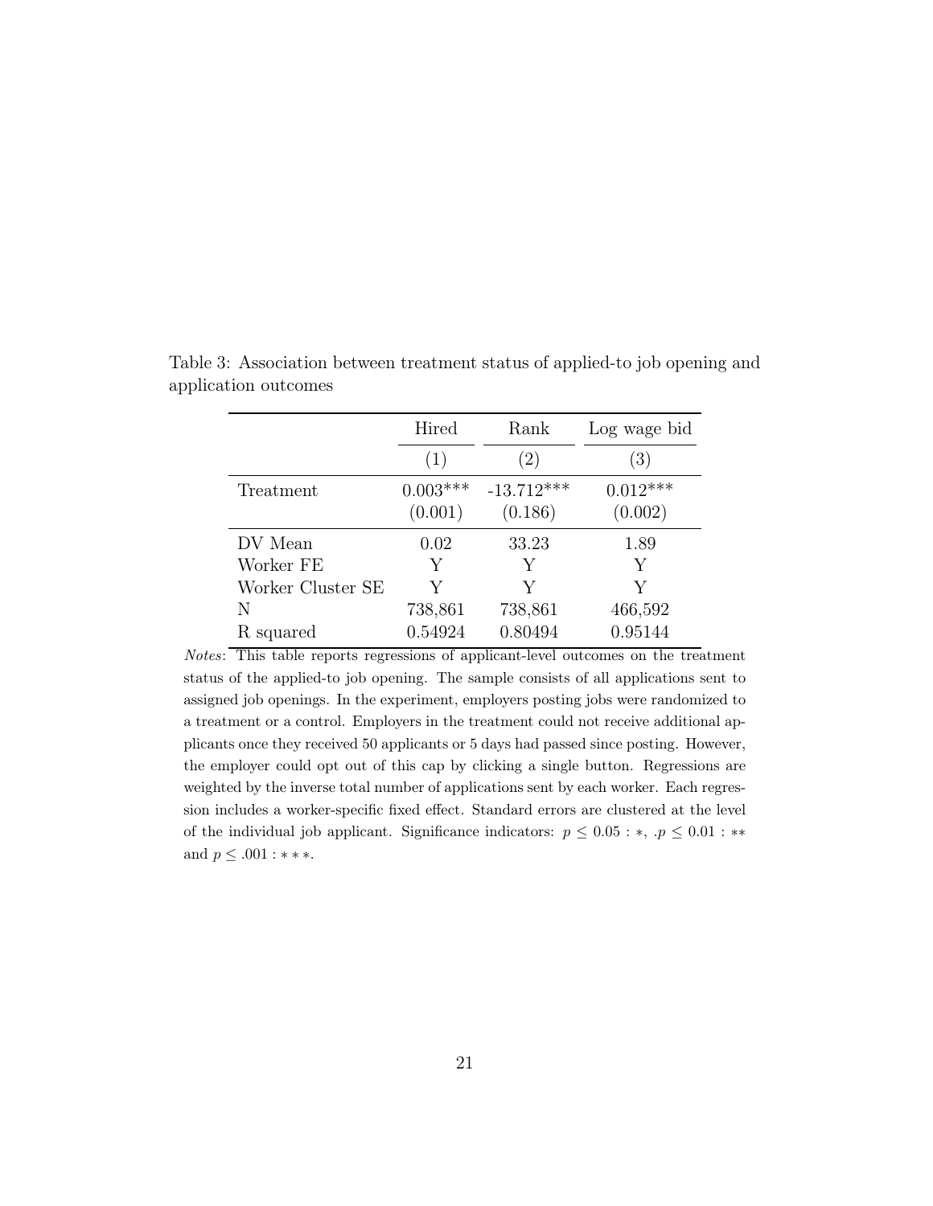Table 3: Association between treatment status of applied-to job opening and application outcomes

| | Hired | Rank | Log wage bid |
|---|---|---|---|
| | (1) | (2) | (3) |
| Treatment | 0.003*** | -13.712*** | 0.012*** |
| | (0.001) | (0.186) | (0.002) |
| DV Mean | 0.02 | 33.23 | 1.89 |
| Worker FE | Y | Y | Y |
| Worker Cluster SE | Y | Y | Y |
| N | 738,861 | 738,861 | 466,592 |
| R squared | 0.54924 | 0.80494 | 0.95144 |

*Notes*: This table reports regressions of applicant-level outcomes on the treatment status of the applied-to job opening. The sample consists of all applications sent to assigned job openings. In the experiment, employers posting jobs were randomized to a treatment or a control. Employers in the treatment could not receive additional applicants once they received 50 applicants or 5 days had passed since posting. However, the employer could opt out of this cap by clicking a single button. Regressions are weighted by the inverse total number of applications sent by each worker. Each regression includes a worker-specific fixed effect. Standard errors are clustered at the level of the individual job applicant. Significance indicators: $p \leq 0.05 : *$, $.p \leq 0.01 : **$ and $p \leq .001 : ***$.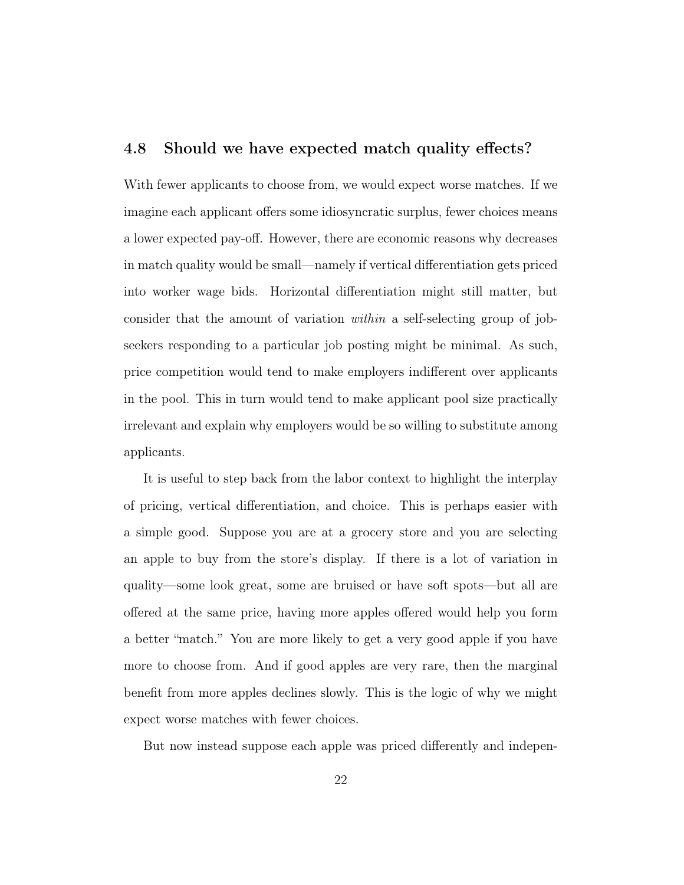### 4.8 Should we have expected match quality effects?

With fewer applicants to choose from, we would expect worse matches. If we imagine each applicant offers some idiosyncratic surplus, fewer choices means a lower expected pay-off. However, there are economic reasons why decreases in match quality would be small—namely if vertical differentiation gets priced into worker wage bids. Horizontal differentiation might still matter, but consider that the amount of variation *within* a self-selecting group of job-seekers responding to a particular job posting might be minimal. As such, price competition would tend to make employers indifferent over applicants in the pool. This in turn would tend to make applicant pool size practically irrelevant and explain why employers would be so willing to substitute among applicants.

It is useful to step back from the labor context to highlight the interplay of pricing, vertical differentiation, and choice. This is perhaps easier with a simple good. Suppose you are at a grocery store and you are selecting an apple to buy from the store's display. If there is a lot of variation in quality—some look great, some are bruised or have soft spots—but all are offered at the same price, having more apples offered would help you form a better "match." You are more likely to get a very good apple if you have more to choose from. And if good apples are very rare, then the marginal benefit from more apples declines slowly. This is the logic of why we might expect worse matches with fewer choices.

But now instead suppose each apple was priced differently and indepen-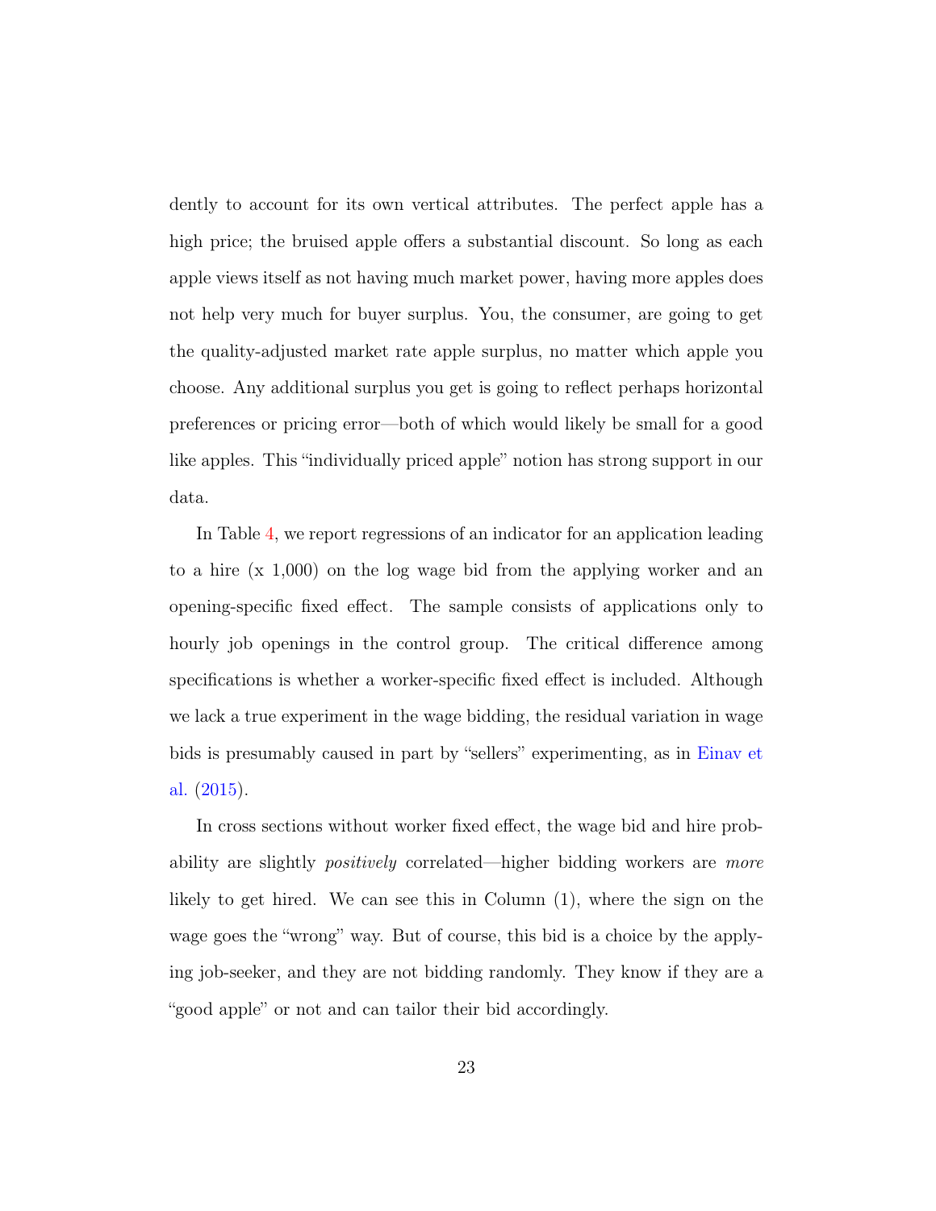dently to account for its own vertical attributes. The perfect apple has a high price; the bruised apple offers a substantial discount. So long as each apple views itself as not having much market power, having more apples does not help very much for buyer surplus. You, the consumer, are going to get the quality-adjusted market rate apple surplus, no matter which apple you choose. Any additional surplus you get is going to reflect perhaps horizontal preferences or pricing error—both of which would likely be small for a good like apples. This "individually priced apple" notion has strong support in our data.

In Table 4, we report regressions of an indicator for an application leading to a hire (x 1,000) on the log wage bid from the applying worker and an opening-specific fixed effect. The sample consists of applications only to hourly job openings in the control group. The critical difference among specifications is whether a worker-specific fixed effect is included. Although we lack a true experiment in the wage bidding, the residual variation in wage bids is presumably caused in part by "sellers" experimenting, as in Einav et al. (2015).

In cross sections without worker fixed effect, the wage bid and hire probability are slightly *positively* correlated—higher bidding workers are *more* likely to get hired. We can see this in Column (1), where the sign on the wage goes the "wrong" way. But of course, this bid is a choice by the applying job-seeker, and they are not bidding randomly. They know if they are a "good apple" or not and can tailor their bid accordingly.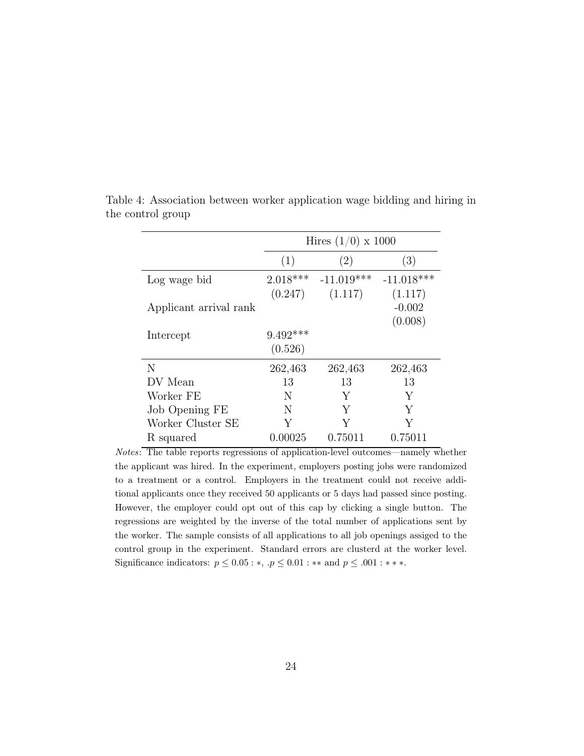Table 4: Association between worker application wage bidding and hiring in the control group

| | Hires (1/0) x 1000 | | |
|---|---|---|---|
| | (1) | (2) | (3) |
| Log wage bid | 2.018*** | -11.019*** | -11.018*** |
| | (0.247) | (1.117) | (1.117) |
| Applicant arrival rank | | | -0.002 |
| | | | (0.008) |
| Intercept | 9.492*** | | |
| | (0.526) | | |
| N | 262,463 | 262,463 | 262,463 |
| DV Mean | 13 | 13 | 13 |
| Worker FE | N | Y | Y |
| Job Opening FE | N | Y | Y |
| Worker Cluster SE | Y | Y | Y |
| R squared | 0.00025 | 0.75011 | 0.75011 |

*Notes*: The table reports regressions of application-level outcomes—namely whether the applicant was hired. In the experiment, employers posting jobs were randomized to a treatment or a control. Employers in the treatment could not receive additional applicants once they received 50 applicants or 5 days had passed since posting. However, the employer could opt out of this cap by clicking a single button. The regressions are weighted by the inverse of the total number of applications sent by the worker. The sample consists of all applications to all job openings assiged to the control group in the experiment. Standard errors are clusterd at the worker level. Significance indicators: $p \leq 0.05 : *$, $.p \leq 0.01 : **$ and $p \leq .001 : ***$.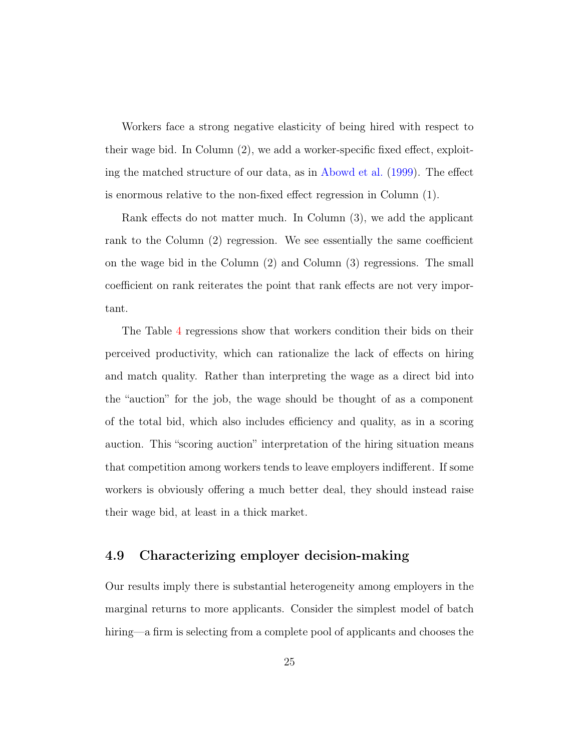Workers face a strong negative elasticity of being hired with respect to their wage bid. In Column (2), we add a worker-specific fixed effect, exploiting the matched structure of our data, as in Abowd et al. (1999). The effect is enormous relative to the non-fixed effect regression in Column (1).

Rank effects do not matter much. In Column (3), we add the applicant rank to the Column (2) regression. We see essentially the same coefficient on the wage bid in the Column (2) and Column (3) regressions. The small coefficient on rank reiterates the point that rank effects are not very important.

The Table 4 regressions show that workers condition their bids on their perceived productivity, which can rationalize the lack of effects on hiring and match quality. Rather than interpreting the wage as a direct bid into the "auction" for the job, the wage should be thought of as a component of the total bid, which also includes efficiency and quality, as in a scoring auction. This "scoring auction" interpretation of the hiring situation means that competition among workers tends to leave employers indifferent. If some workers is obviously offering a much better deal, they should instead raise their wage bid, at least in a thick market.

## 4.9 Characterizing employer decision-making

Our results imply there is substantial heterogeneity among employers in the marginal returns to more applicants. Consider the simplest model of batch hiring—a firm is selecting from a complete pool of applicants and chooses the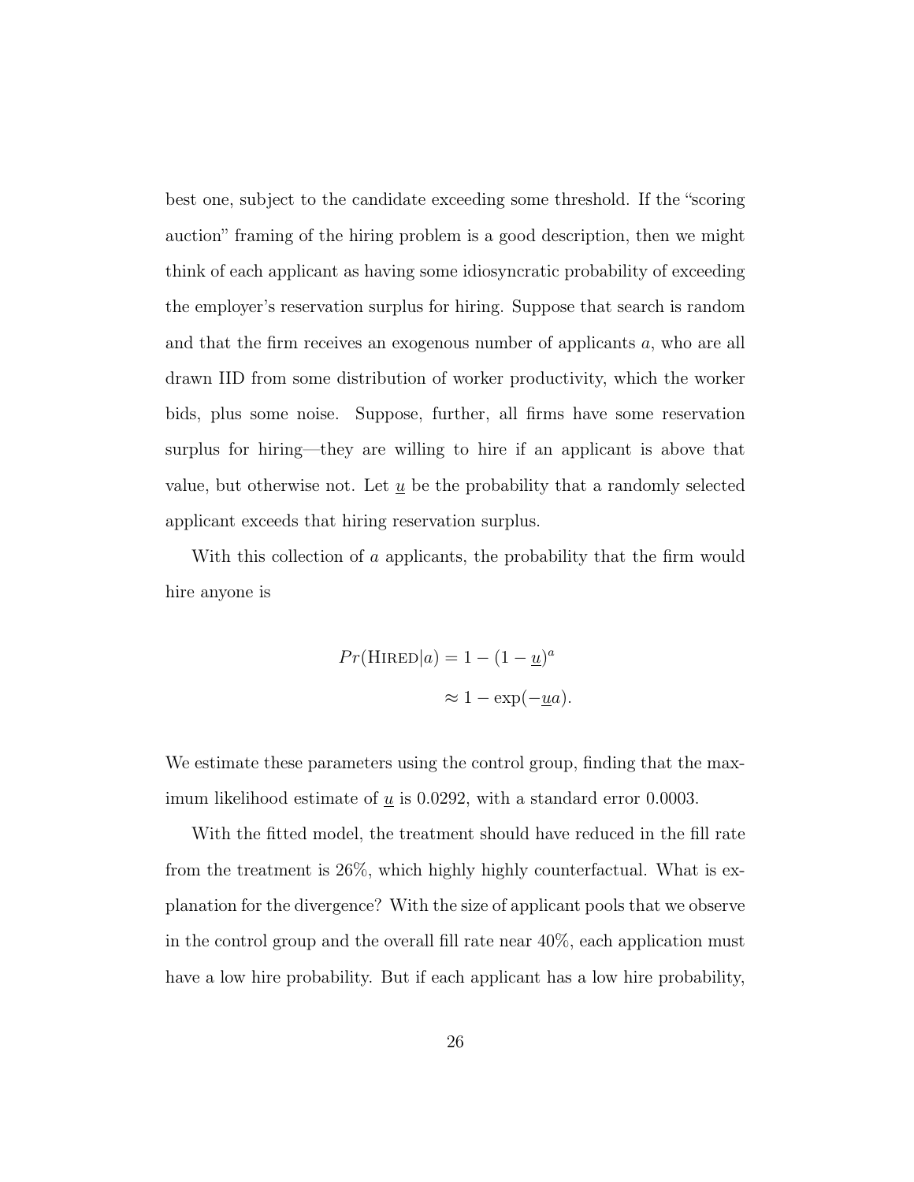best one, subject to the candidate exceeding some threshold. If the "scoring auction" framing of the hiring problem is a good description, then we might think of each applicant as having some idiosyncratic probability of exceeding the employer's reservation surplus for hiring. Suppose that search is random and that the firm receives an exogenous number of applicants $a$, who are all drawn IID from some distribution of worker productivity, which the worker bids, plus some noise. Suppose, further, all firms have some reservation surplus for hiring—they are willing to hire if an applicant is above that value, but otherwise not. Let $\underline{u}$ be the probability that a randomly selected applicant exceeds that hiring reservation surplus.

With this collection of $a$ applicants, the probability that the firm would hire anyone is

$$
\begin{aligned}
Pr(\textsc{Hired}|a) &= 1 - (1 - \underline{u})^a \\
&\approx 1 - \exp(-\underline{u}a).
\end{aligned}
$$

We estimate these parameters using the control group, finding that the maximum likelihood estimate of $\underline{u}$ is 0.0292, with a standard error 0.0003.

With the fitted model, the treatment should have reduced in the fill rate from the treatment is 26%, which highly highly counterfactual. What is explanation for the divergence? With the size of applicant pools that we observe in the control group and the overall fill rate near 40%, each application must have a low hire probability. But if each applicant has a low hire probability,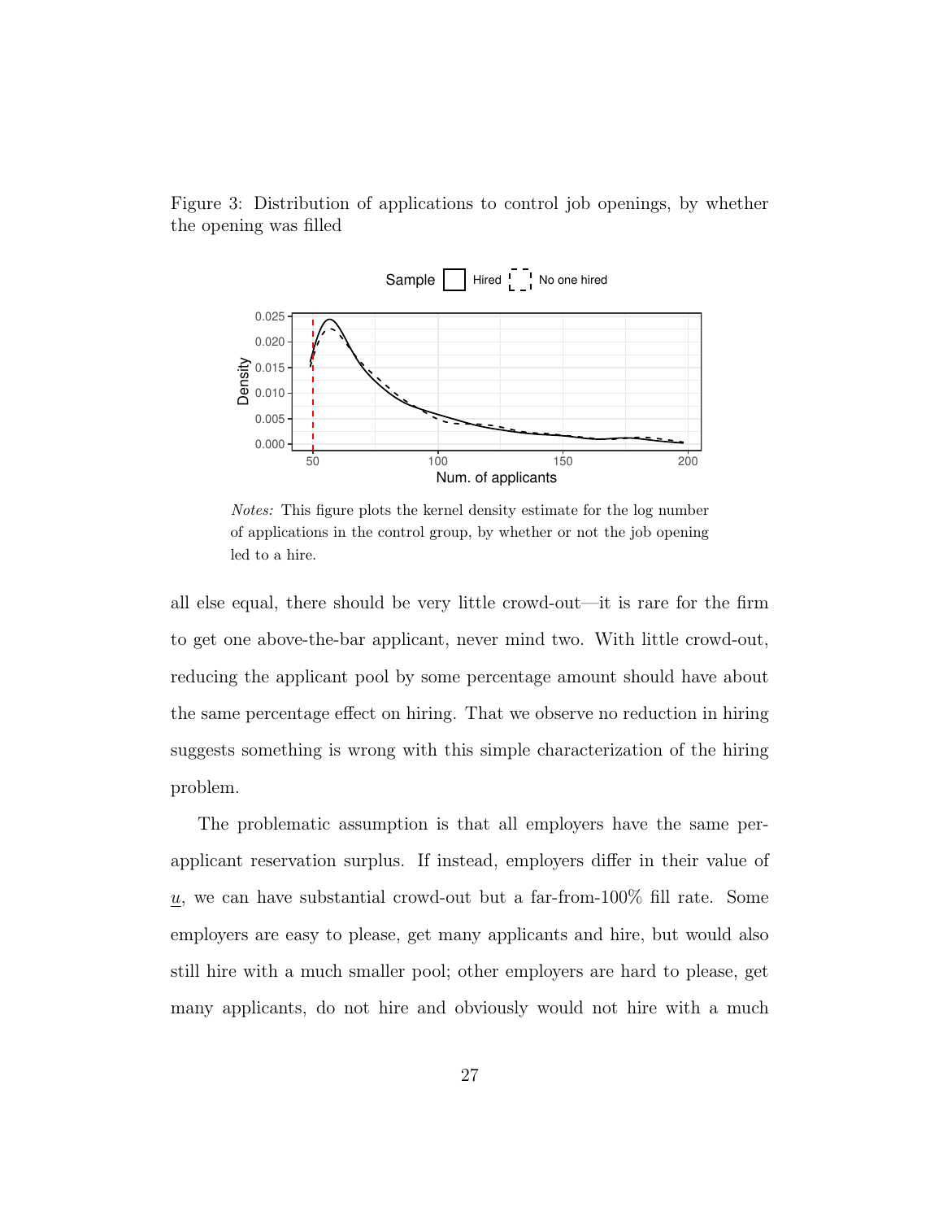Figure 3: Distribution of applications to control job openings, by whether the opening was filled

*Notes:* This figure plots the kernel density estimate for the log number of applications in the control group, by whether or not the job opening led to a hire.

all else equal, there should be very little crowd-out—it is rare for the firm to get one above-the-bar applicant, never mind two. With little crowd-out, reducing the applicant pool by some percentage amount should have about the same percentage effect on hiring. That we observe no reduction in hiring suggests something is wrong with this simple characterization of the hiring problem.

The problematic assumption is that all employers have the same per-applicant reservation surplus. If instead, employers differ in their value of $\underline{u}$, we can have substantial crowd-out but a far-from-100% fill rate. Some employers are easy to please, get many applicants and hire, but would also still hire with a much smaller pool; other employers are hard to please, get many applicants, do not hire and obviously would not hire with a much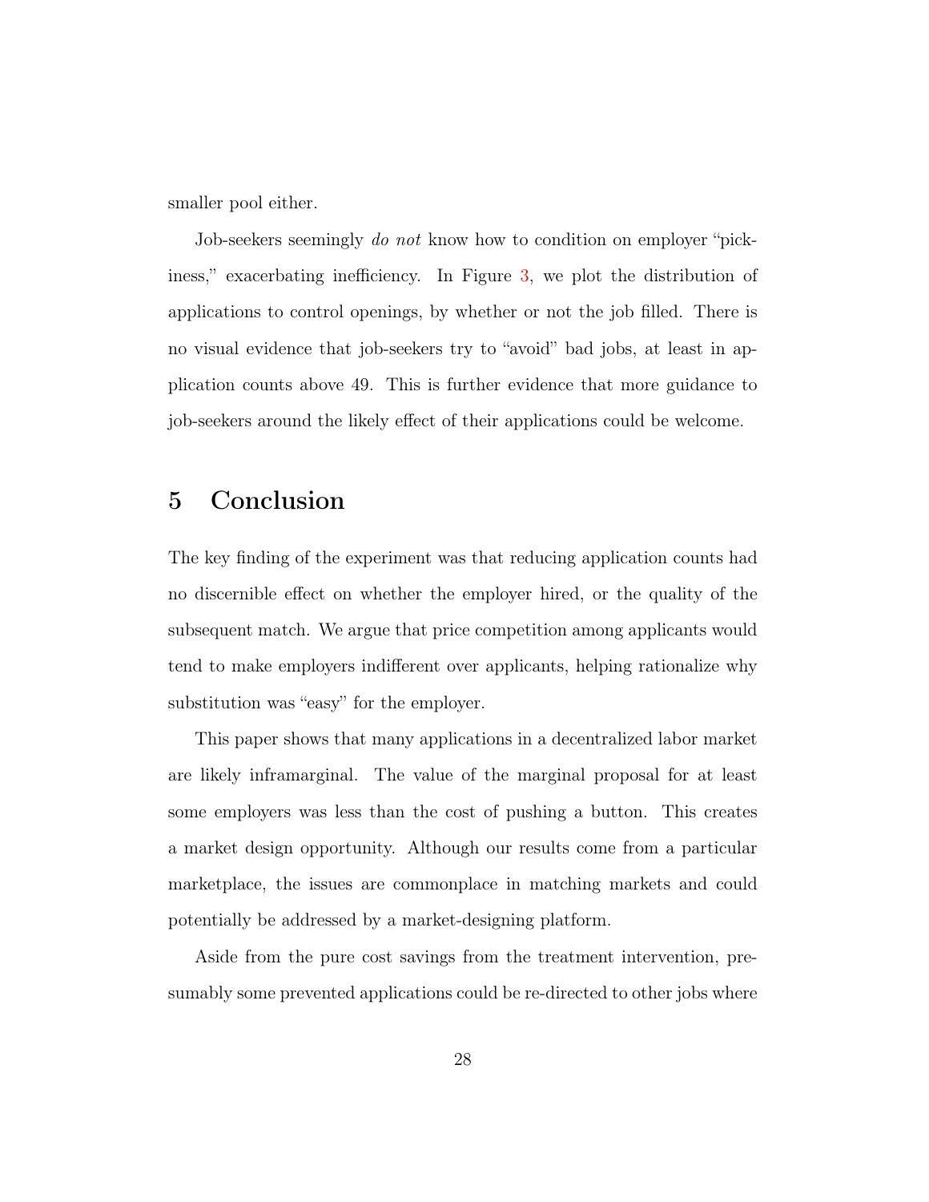smaller pool either.

Job-seekers seemingly *do not* know how to condition on employer "pickiness," exacerbating inefficiency. In Figure 3, we plot the distribution of applications to control openings, by whether or not the job filled. There is no visual evidence that job-seekers try to "avoid" bad jobs, at least in application counts above 49. This is further evidence that more guidance to job-seekers around the likely effect of their applications could be welcome.

## 5 Conclusion

The key finding of the experiment was that reducing application counts had no discernible effect on whether the employer hired, or the quality of the subsequent match. We argue that price competition among applicants would tend to make employers indifferent over applicants, helping rationalize why substitution was "easy" for the employer.

This paper shows that many applications in a decentralized labor market are likely inframarginal. The value of the marginal proposal for at least some employers was less than the cost of pushing a button. This creates a market design opportunity. Although our results come from a particular marketplace, the issues are commonplace in matching markets and could potentially be addressed by a market-designing platform.

Aside from the pure cost savings from the treatment intervention, presumably some prevented applications could be re-directed to other jobs where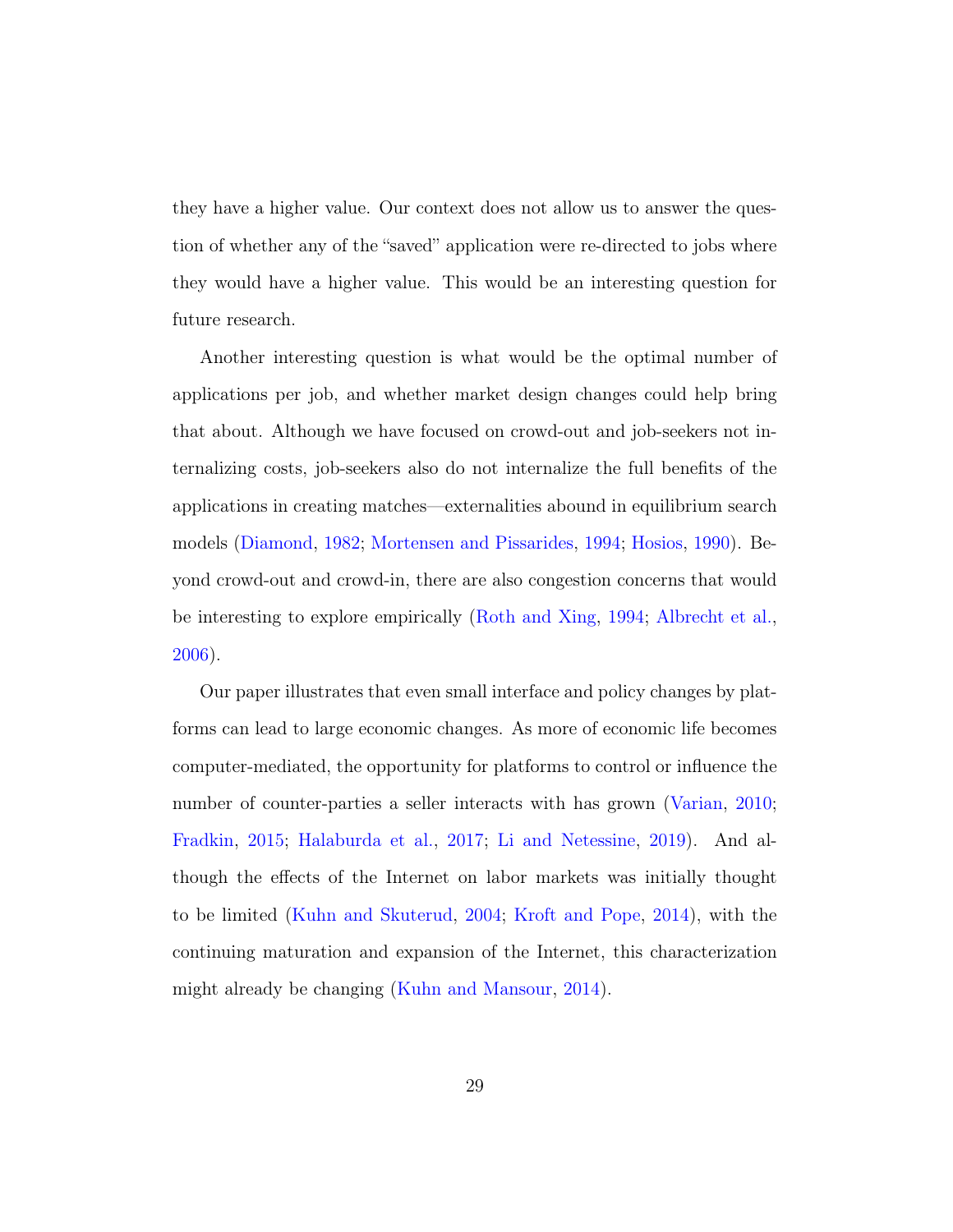they have a higher value. Our context does not allow us to answer the question of whether any of the "saved" application were re-directed to jobs where they would have a higher value. This would be an interesting question for future research.

Another interesting question is what would be the optimal number of applications per job, and whether market design changes could help bring that about. Although we have focused on crowd-out and job-seekers not internalizing costs, job-seekers also do not internalize the full benefits of the applications in creating matches—externalities abound in equilibrium search models (Diamond, 1982; Mortensen and Pissarides, 1994; Hosios, 1990). Beyond crowd-out and crowd-in, there are also congestion concerns that would be interesting to explore empirically (Roth and Xing, 1994; Albrecht et al., 2006).

Our paper illustrates that even small interface and policy changes by platforms can lead to large economic changes. As more of economic life becomes computer-mediated, the opportunity for platforms to control or influence the number of counter-parties a seller interacts with has grown (Varian, 2010; Fradkin, 2015; Halaburda et al., 2017; Li and Netessine, 2019). And although the effects of the Internet on labor markets was initially thought to be limited (Kuhn and Skuterud, 2004; Kroft and Pope, 2014), with the continuing maturation and expansion of the Internet, this characterization might already be changing (Kuhn and Mansour, 2014).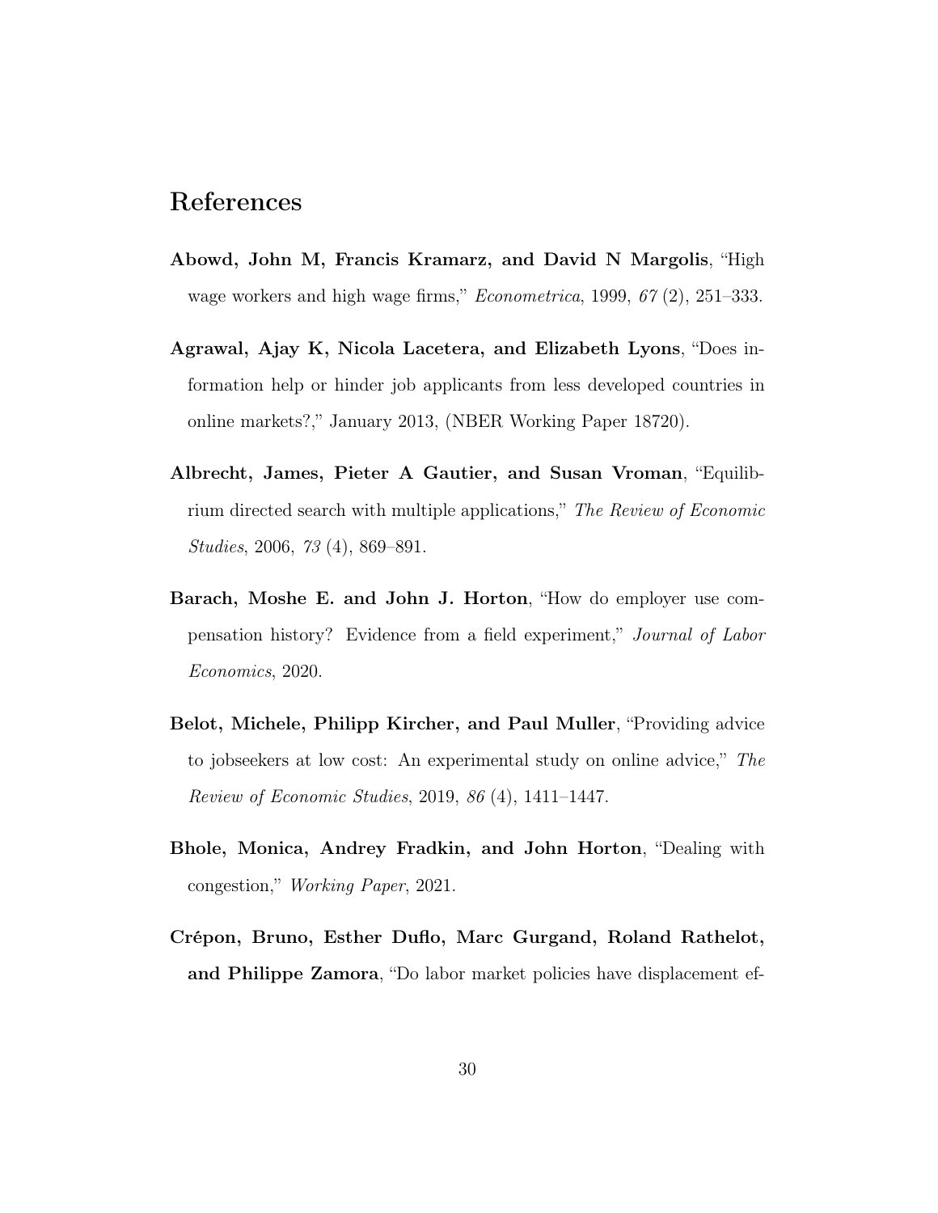# References

**Abowd, John M, Francis Kramarz, and David N Margolis**, "High wage workers and high wage firms," *Econometrica*, 1999, *67* (2), 251–333.

**Agrawal, Ajay K, Nicola Lacetera, and Elizabeth Lyons**, "Does information help or hinder job applicants from less developed countries in online markets?," January 2013, (NBER Working Paper 18720).

**Albrecht, James, Pieter A Gautier, and Susan Vroman**, "Equilibrium directed search with multiple applications," *The Review of Economic Studies*, 2006, *73* (4), 869–891.

**Barach, Moshe E. and John J. Horton**, "How do employer use compensation history? Evidence from a field experiment," *Journal of Labor Economics*, 2020.

**Belot, Michele, Philipp Kircher, and Paul Muller**, "Providing advice to jobseekers at low cost: An experimental study on online advice," *The Review of Economic Studies*, 2019, *86* (4), 1411–1447.

**Bhole, Monica, Andrey Fradkin, and John Horton**, "Dealing with congestion," *Working Paper*, 2021.

**Crépon, Bruno, Esther Duflo, Marc Gurgand, Roland Rathelot, and Philippe Zamora**, "Do labor market policies have displacement ef-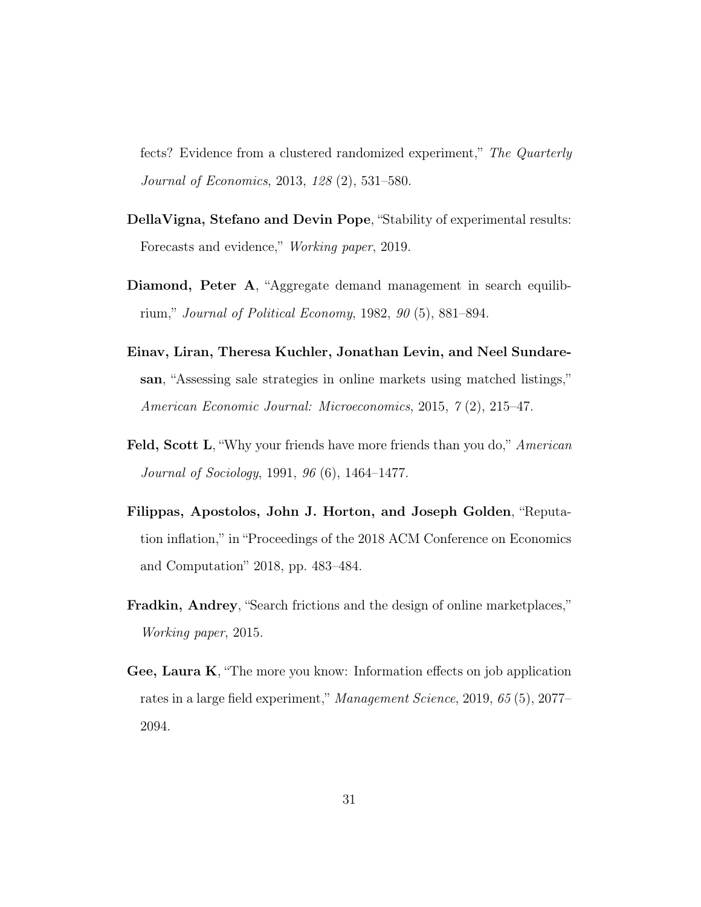fects? Evidence from a clustered randomized experiment," *The Quarterly Journal of Economics*, 2013, *128* (2), 531–580.

**DellaVigna, Stefano and Devin Pope**, "Stability of experimental results: Forecasts and evidence," *Working paper*, 2019.

**Diamond, Peter A**, "Aggregate demand management in search equilibrium," *Journal of Political Economy*, 1982, *90* (5), 881–894.

**Einav, Liran, Theresa Kuchler, Jonathan Levin, and Neel Sundaresan**, "Assessing sale strategies in online markets using matched listings," *American Economic Journal: Microeconomics*, 2015, *7* (2), 215–47.

**Feld, Scott L**, "Why your friends have more friends than you do," *American Journal of Sociology*, 1991, *96* (6), 1464–1477.

**Filippas, Apostolos, John J. Horton, and Joseph Golden**, "Reputation inflation," in "Proceedings of the 2018 ACM Conference on Economics and Computation" 2018, pp. 483–484.

**Fradkin, Andrey**, "Search frictions and the design of online marketplaces," *Working paper*, 2015.

**Gee, Laura K**, "The more you know: Information effects on job application rates in a large field experiment," *Management Science*, 2019, *65* (5), 2077–2094.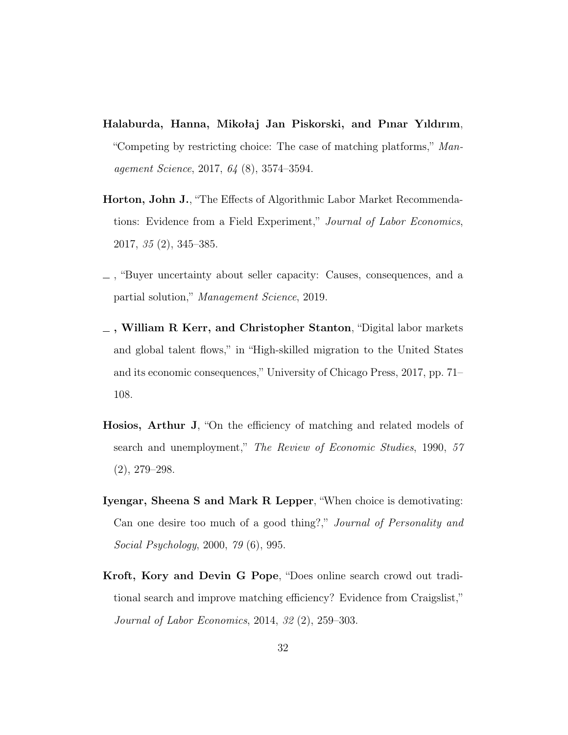**Halaburda, Hanna, Mikołaj Jan Piskorski, and Pınar Yıldırım**, "Competing by restricting choice: The case of matching platforms," *Management Science*, 2017, *64* (8), 3574–3594.

**Horton, John J.**, "The Effects of Algorithmic Labor Market Recommendations: Evidence from a Field Experiment," *Journal of Labor Economics*, 2017, *35* (2), 345–385.

**\_** , "Buyer uncertainty about seller capacity: Causes, consequences, and a partial solution," *Management Science*, 2019.

**\_ , William R Kerr, and Christopher Stanton**, "Digital labor markets and global talent flows," in "High-skilled migration to the United States and its economic consequences," University of Chicago Press, 2017, pp. 71–108.

**Hosios, Arthur J**, "On the efficiency of matching and related models of search and unemployment," *The Review of Economic Studies*, 1990, *57* (2), 279–298.

**Iyengar, Sheena S and Mark R Lepper**, "When choice is demotivating: Can one desire too much of a good thing?," *Journal of Personality and Social Psychology*, 2000, *79* (6), 995.

**Kroft, Kory and Devin G Pope**, "Does online search crowd out traditional search and improve matching efficiency? Evidence from Craigslist," *Journal of Labor Economics*, 2014, *32* (2), 259–303.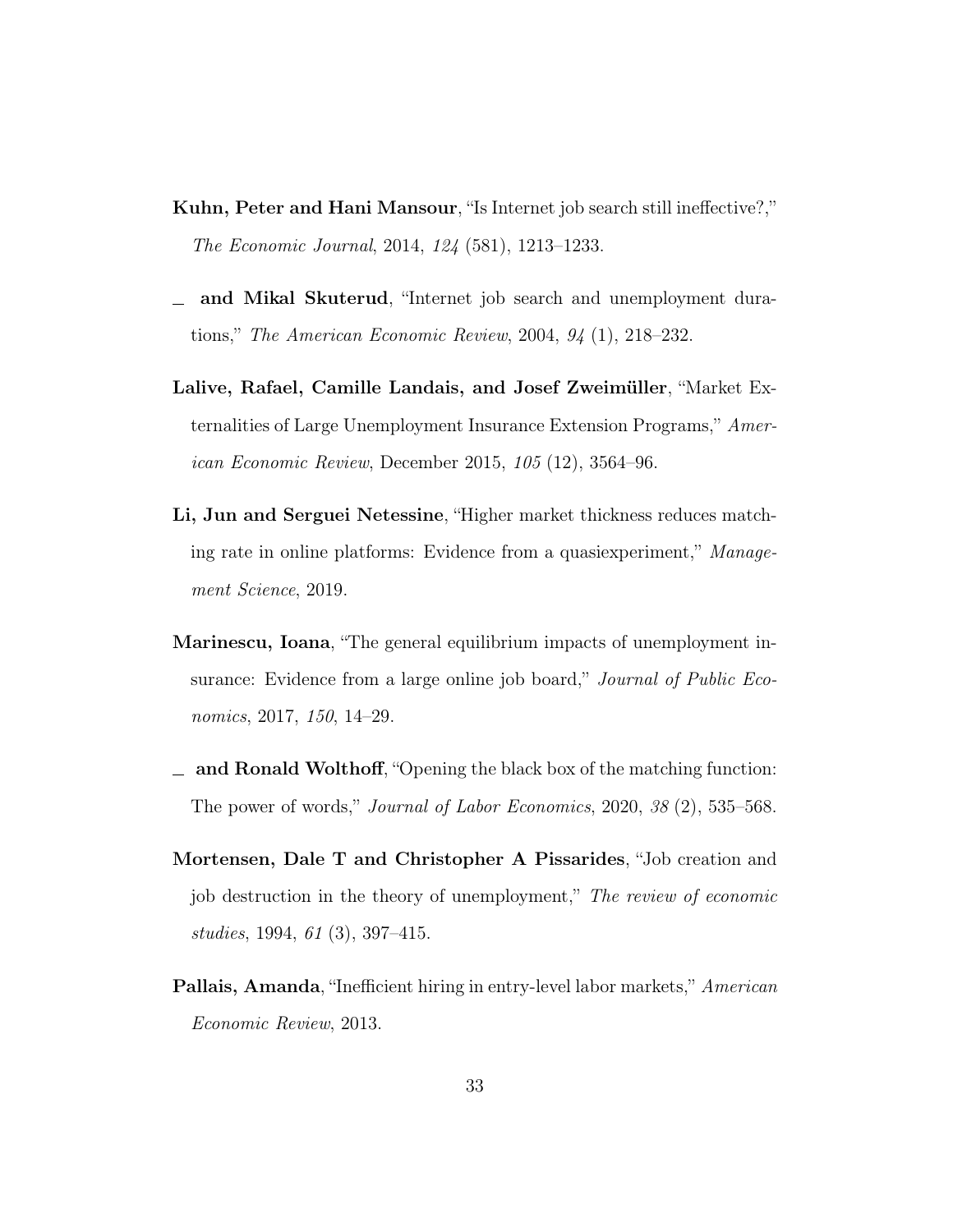**Kuhn, Peter and Hani Mansour**, "Is Internet job search still ineffective?," *The Economic Journal*, 2014, *124* (581), 1213–1233.

\_ **and Mikal Skuterud**, "Internet job search and unemployment durations," *The American Economic Review*, 2004, *94* (1), 218–232.

**Lalive, Rafael, Camille Landais, and Josef Zweimüller**, "Market Externalities of Large Unemployment Insurance Extension Programs," *American Economic Review*, December 2015, *105* (12), 3564–96.

**Li, Jun and Serguei Netessine**, "Higher market thickness reduces matching rate in online platforms: Evidence from a quasiexperiment," *Management Science*, 2019.

**Marinescu, Ioana**, "The general equilibrium impacts of unemployment insurance: Evidence from a large online job board," *Journal of Public Economics*, 2017, *150*, 14–29.

\_ **and Ronald Wolthoff**, "Opening the black box of the matching function: The power of words," *Journal of Labor Economics*, 2020, *38* (2), 535–568.

**Mortensen, Dale T and Christopher A Pissarides**, "Job creation and job destruction in the theory of unemployment," *The review of economic studies*, 1994, *61* (3), 397–415.

**Pallais, Amanda**, "Inefficient hiring in entry-level labor markets," *American Economic Review*, 2013.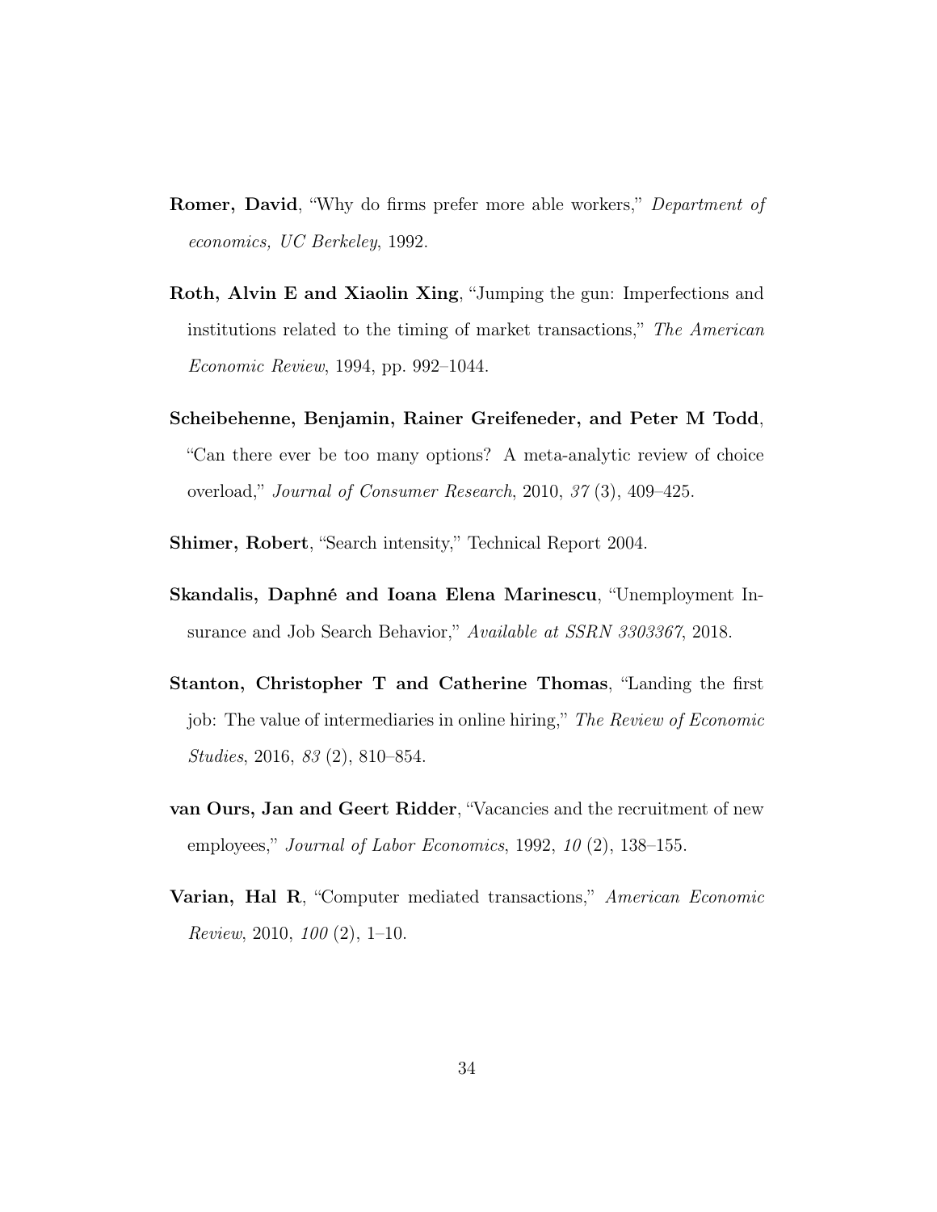**Romer, David**, "Why do firms prefer more able workers," *Department of economics, UC Berkeley*, 1992.

**Roth, Alvin E and Xiaolin Xing**, "Jumping the gun: Imperfections and institutions related to the timing of market transactions," *The American Economic Review*, 1994, pp. 992–1044.

**Scheibehenne, Benjamin, Rainer Greifeneder, and Peter M Todd**, "Can there ever be too many options? A meta-analytic review of choice overload," *Journal of Consumer Research*, 2010, *37* (3), 409–425.

**Shimer, Robert**, "Search intensity," Technical Report 2004.

**Skandalis, Daphné and Ioana Elena Marinescu**, "Unemployment Insurance and Job Search Behavior," *Available at SSRN 3303367*, 2018.

**Stanton, Christopher T and Catherine Thomas**, "Landing the first job: The value of intermediaries in online hiring," *The Review of Economic Studies*, 2016, *83* (2), 810–854.

**van Ours, Jan and Geert Ridder**, "Vacancies and the recruitment of new employees," *Journal of Labor Economics*, 1992, *10* (2), 138–155.

**Varian, Hal R**, "Computer mediated transactions," *American Economic Review*, 2010, *100* (2), 1–10.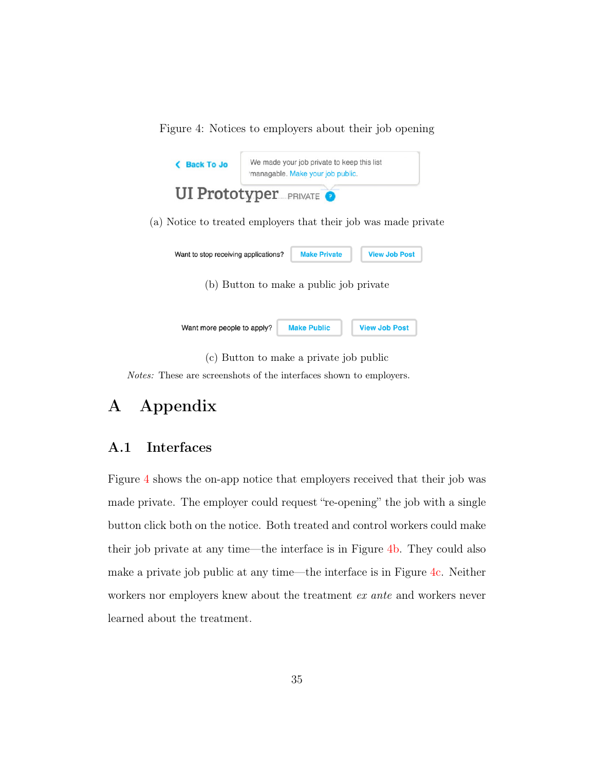Figure 4: Notices to employers about their job opening

Back To Jo

We made your job private to keep this list managable. Make your job public.

UI Prototyper PRIVATE

(a) Notice to treated employers that their job was made private

Want to stop receiving applications? Make Private View Job Post

(b) Button to make a public job private

Want more people to apply? Make Public View Job Post

(c) Button to make a private job public

*Notes:* These are screenshots of the interfaces shown to employers.

# A Appendix

## A.1 Interfaces

Figure 4 shows the on-app notice that employers received that their job was made private. The employer could request "re-opening" the job with a single button click both on the notice. Both treated and control workers could make their job private at any time—the interface is in Figure 4b. They could also make a private job public at any time—the interface is in Figure 4c. Neither workers nor employers knew about the treatment *ex ante* and workers never learned about the treatment.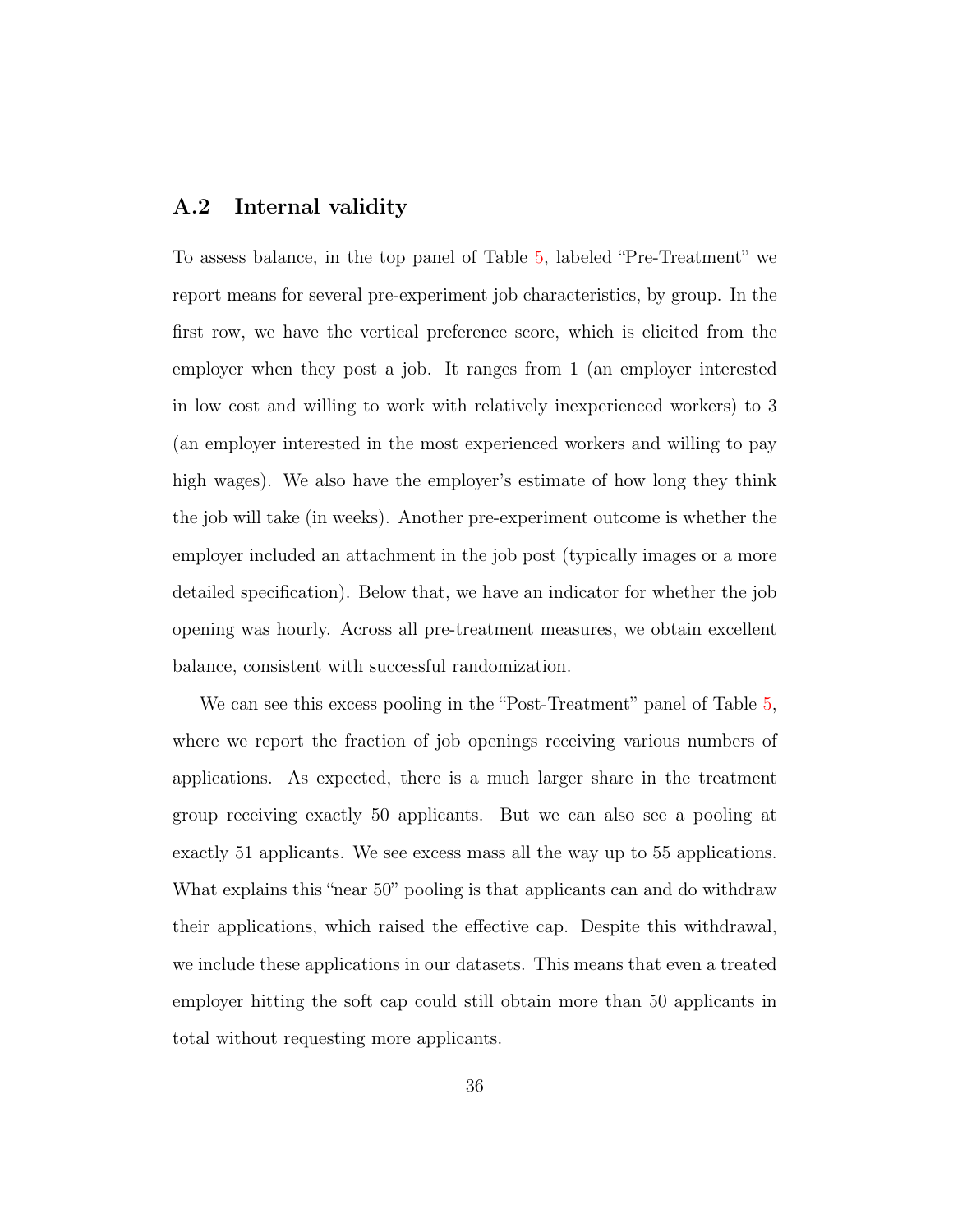## A.2 Internal validity

To assess balance, in the top panel of Table 5, labeled "Pre-Treatment" we report means for several pre-experiment job characteristics, by group. In the first row, we have the vertical preference score, which is elicited from the employer when they post a job. It ranges from 1 (an employer interested in low cost and willing to work with relatively inexperienced workers) to 3 (an employer interested in the most experienced workers and willing to pay high wages). We also have the employer's estimate of how long they think the job will take (in weeks). Another pre-experiment outcome is whether the employer included an attachment in the job post (typically images or a more detailed specification). Below that, we have an indicator for whether the job opening was hourly. Across all pre-treatment measures, we obtain excellent balance, consistent with successful randomization.

We can see this excess pooling in the "Post-Treatment" panel of Table 5, where we report the fraction of job openings receiving various numbers of applications. As expected, there is a much larger share in the treatment group receiving exactly 50 applicants. But we can also see a pooling at exactly 51 applicants. We see excess mass all the way up to 55 applications. What explains this "near 50" pooling is that applicants can and do withdraw their applications, which raised the effective cap. Despite this withdrawal, we include these applications in our datasets. This means that even a treated employer hitting the soft cap could still obtain more than 50 applicants in total without requesting more applicants.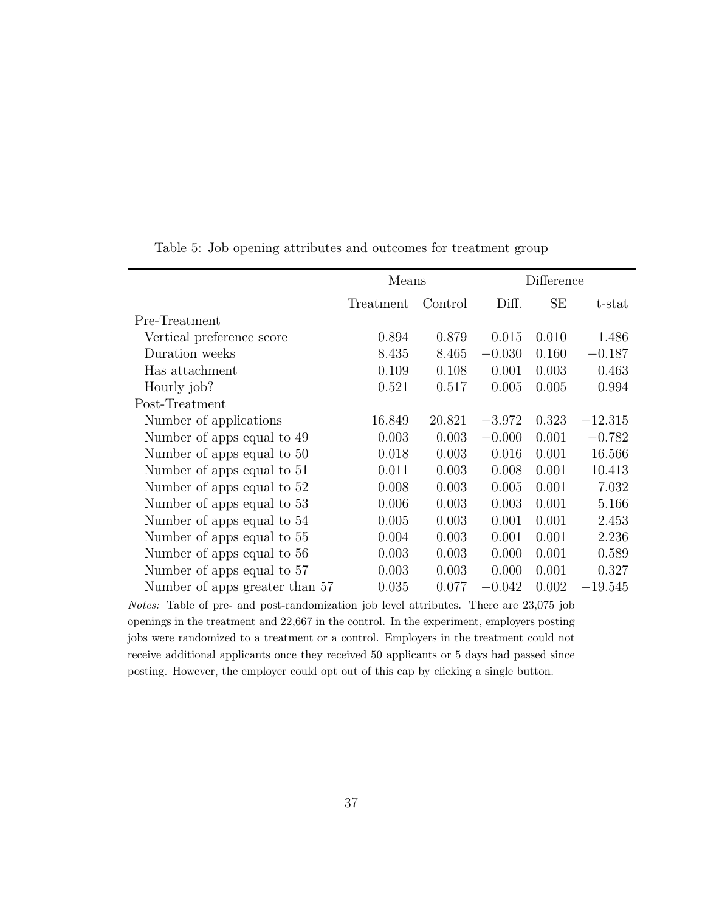Table 5: Job opening attributes and outcomes for treatment group

| | Means | | Difference | | |
|---|---|---|---|---|---|
| | Treatment | Control | Diff. | SE | t-stat |
| Pre-Treatment | | | | | |
| Vertical preference score | 0.894 | 0.879 | 0.015 | 0.010 | 1.486 |
| Duration weeks | 8.435 | 8.465 | −0.030 | 0.160 | −0.187 |
| Has attachment | 0.109 | 0.108 | 0.001 | 0.003 | 0.463 |
| Hourly job? | 0.521 | 0.517 | 0.005 | 0.005 | 0.994 |
| Post-Treatment | | | | | |
| Number of applications | 16.849 | 20.821 | −3.972 | 0.323 | −12.315 |
| Number of apps equal to 49 | 0.003 | 0.003 | −0.000 | 0.001 | −0.782 |
| Number of apps equal to 50 | 0.018 | 0.003 | 0.016 | 0.001 | 16.566 |
| Number of apps equal to 51 | 0.011 | 0.003 | 0.008 | 0.001 | 10.413 |
| Number of apps equal to 52 | 0.008 | 0.003 | 0.005 | 0.001 | 7.032 |
| Number of apps equal to 53 | 0.006 | 0.003 | 0.003 | 0.001 | 5.166 |
| Number of apps equal to 54 | 0.005 | 0.003 | 0.001 | 0.001 | 2.453 |
| Number of apps equal to 55 | 0.004 | 0.003 | 0.001 | 0.001 | 2.236 |
| Number of apps equal to 56 | 0.003 | 0.003 | 0.000 | 0.001 | 0.589 |
| Number of apps equal to 57 | 0.003 | 0.003 | 0.000 | 0.001 | 0.327 |
| Number of apps greater than 57 | 0.035 | 0.077 | −0.042 | 0.002 | −19.545 |

*Notes:* Table of pre- and post-randomization job level attributes. There are 23,075 job openings in the treatment and 22,667 in the control. In the experiment, employers posting jobs were randomized to a treatment or a control. Employers in the treatment could not receive additional applicants once they received 50 applicants or 5 days had passed since posting. However, the employer could opt out of this cap by clicking a single button.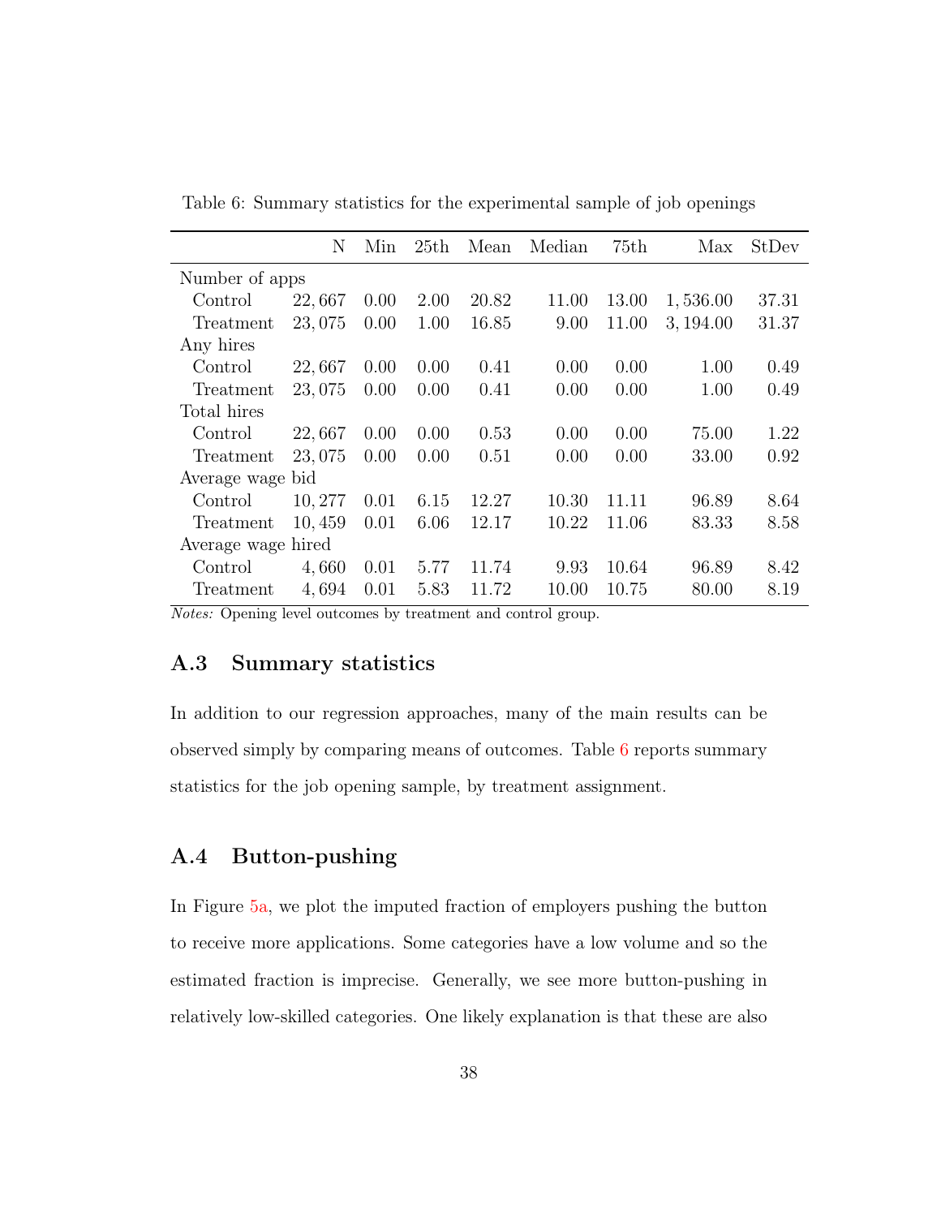Table 6: Summary statistics for the experimental sample of job openings

| | N | Min | 25th | Mean | Median | 75th | Max | StDev |
|---|---|---|---|---|---|---|---|---|
| Number of apps | | | | | | | | |
| Control | 22,667 | 0.00 | 2.00 | 20.82 | 11.00 | 13.00 | 1,536.00 | 37.31 |
| Treatment | 23,075 | 0.00 | 1.00 | 16.85 | 9.00 | 11.00 | 3,194.00 | 31.37 |
| Any hires | | | | | | | | |
| Control | 22,667 | 0.00 | 0.00 | 0.41 | 0.00 | 0.00 | 1.00 | 0.49 |
| Treatment | 23,075 | 0.00 | 0.00 | 0.41 | 0.00 | 0.00 | 1.00 | 0.49 |
| Total hires | | | | | | | | |
| Control | 22,667 | 0.00 | 0.00 | 0.53 | 0.00 | 0.00 | 75.00 | 1.22 |
| Treatment | 23,075 | 0.00 | 0.00 | 0.51 | 0.00 | 0.00 | 33.00 | 0.92 |
| Average wage bid | | | | | | | | |
| Control | 10,277 | 0.01 | 6.15 | 12.27 | 10.30 | 11.11 | 96.89 | 8.64 |
| Treatment | 10,459 | 0.01 | 6.06 | 12.17 | 10.22 | 11.06 | 83.33 | 8.58 |
| Average wage hired | | | | | | | | |
| Control | 4,660 | 0.01 | 5.77 | 11.74 | 9.93 | 10.64 | 96.89 | 8.42 |
| Treatment | 4,694 | 0.01 | 5.83 | 11.72 | 10.00 | 10.75 | 80.00 | 8.19 |

*Notes:* Opening level outcomes by treatment and control group.

## A.3 Summary statistics

In addition to our regression approaches, many of the main results can be observed simply by comparing means of outcomes. Table 6 reports summary statistics for the job opening sample, by treatment assignment.

## A.4 Button-pushing

In Figure 5a, we plot the imputed fraction of employers pushing the button to receive more applications. Some categories have a low volume and so the estimated fraction is imprecise. Generally, we see more button-pushing in relatively low-skilled categories. One likely explanation is that these are also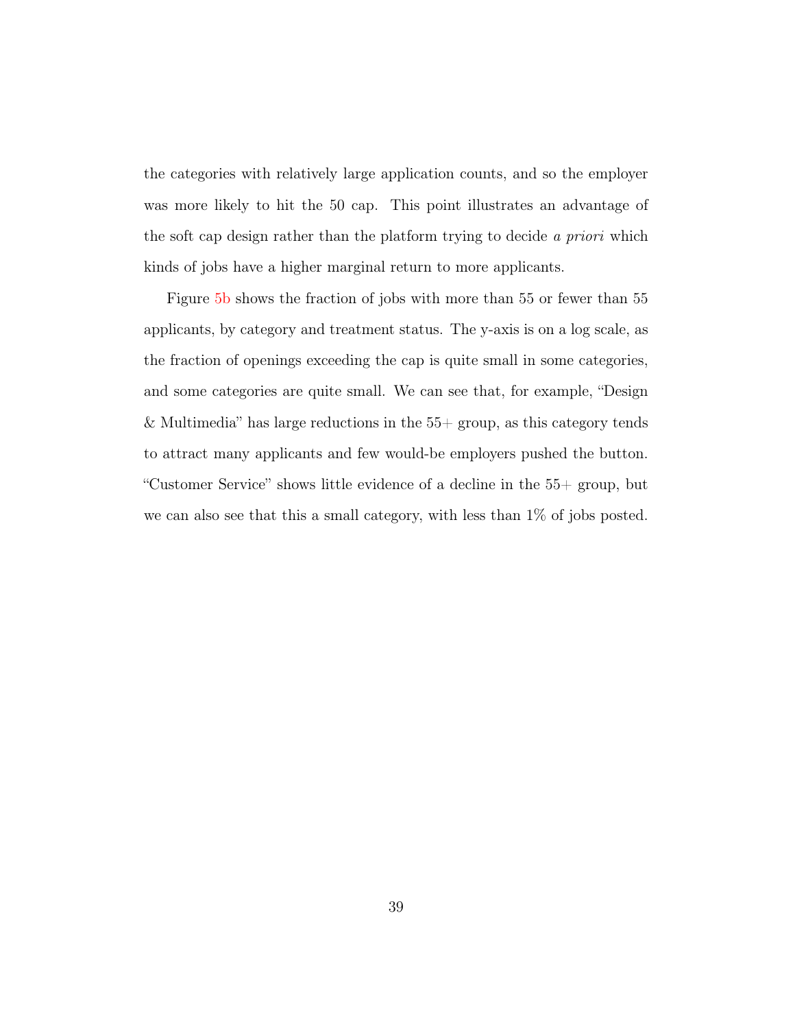the categories with relatively large application counts, and so the employer was more likely to hit the 50 cap. This point illustrates an advantage of the soft cap design rather than the platform trying to decide *a priori* which kinds of jobs have a higher marginal return to more applicants.

Figure 5b shows the fraction of jobs with more than 55 or fewer than 55 applicants, by category and treatment status. The y-axis is on a log scale, as the fraction of openings exceeding the cap is quite small in some categories, and some categories are quite small. We can see that, for example, "Design & Multimedia" has large reductions in the 55+ group, as this category tends to attract many applicants and few would-be employers pushed the button. "Customer Service" shows little evidence of a decline in the 55+ group, but we can also see that this a small category, with less than 1% of jobs posted.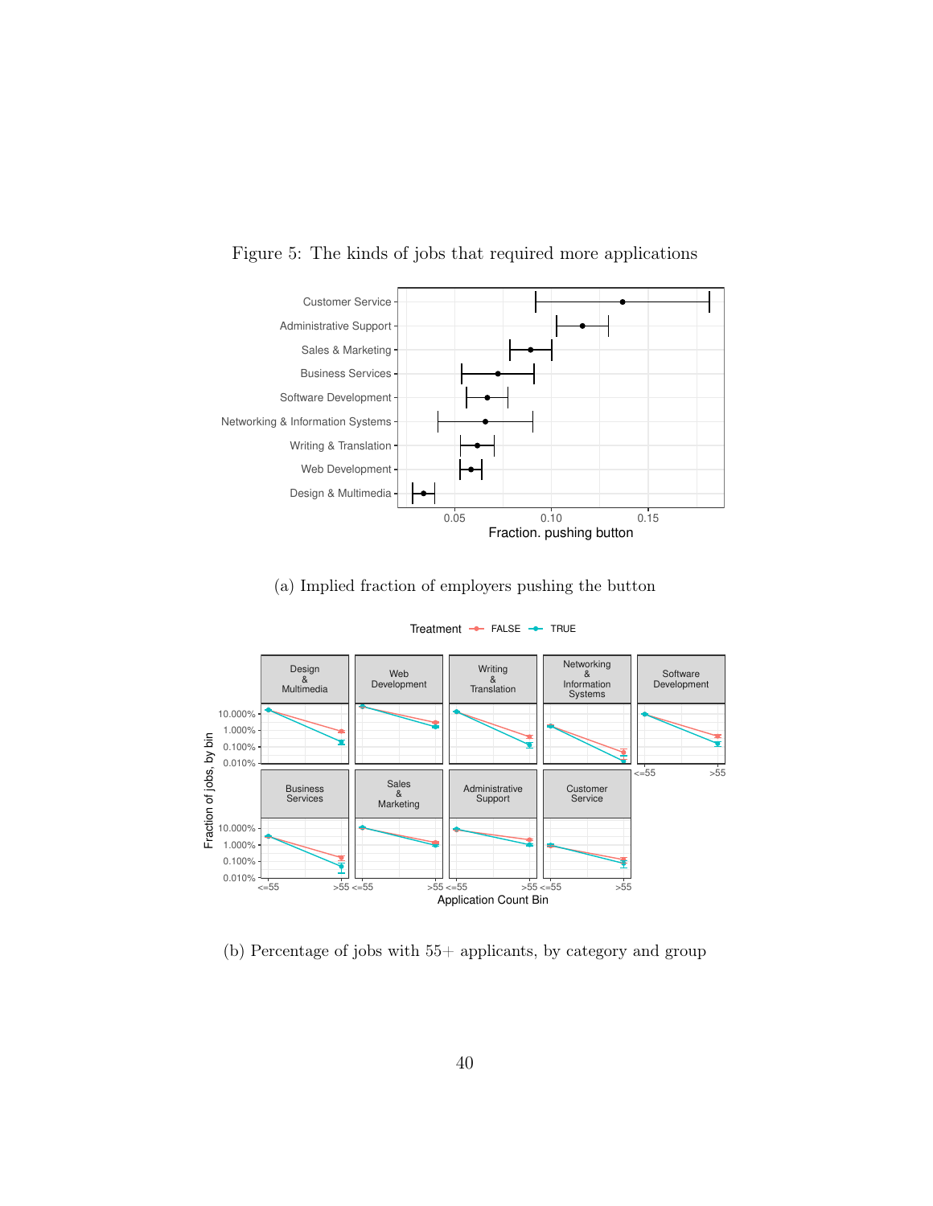Figure 5: The kinds of jobs that required more applications

Customer Service
Administrative Support
Sales & Marketing
Business Services
Software Development
Networking & Information Systems
Writing & Translation
Web Development
Design & Multimedia

0.05
0.10
0.15
Fraction. pushing button

(a) Implied fraction of employers pushing the button

Treatment FALSE TRUE

Design & Multimedia
Web Development
Writing & Translation
Networking & Information Systems
Software Development
Business Services
Sales & Marketing
Administrative Support
Customer Service

10.000%
1.000%
0.100%
0.010%

Fraction of jobs, by bin

<=55
>55

Application Count Bin

(b) Percentage of jobs with 55+ applicants, by category and group